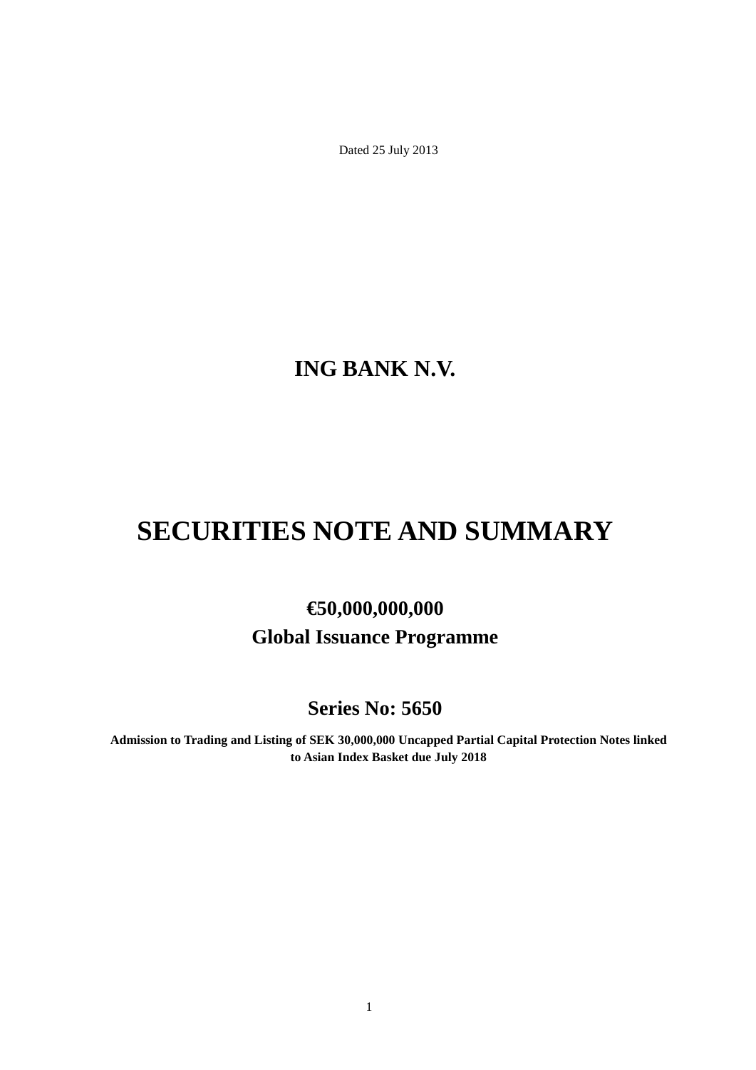Dated 25 July 2013

# ING BANK N.V.

# SECURITIES NOTE AND SUMMARY

## €50,000,000,000
## Global Issuance Programme

## Series No: 5650

**Admission to Trading and Listing of SEK 30,000,000 Uncapped Partial Capital Protection Notes linked to Asian Index Basket due July 2018**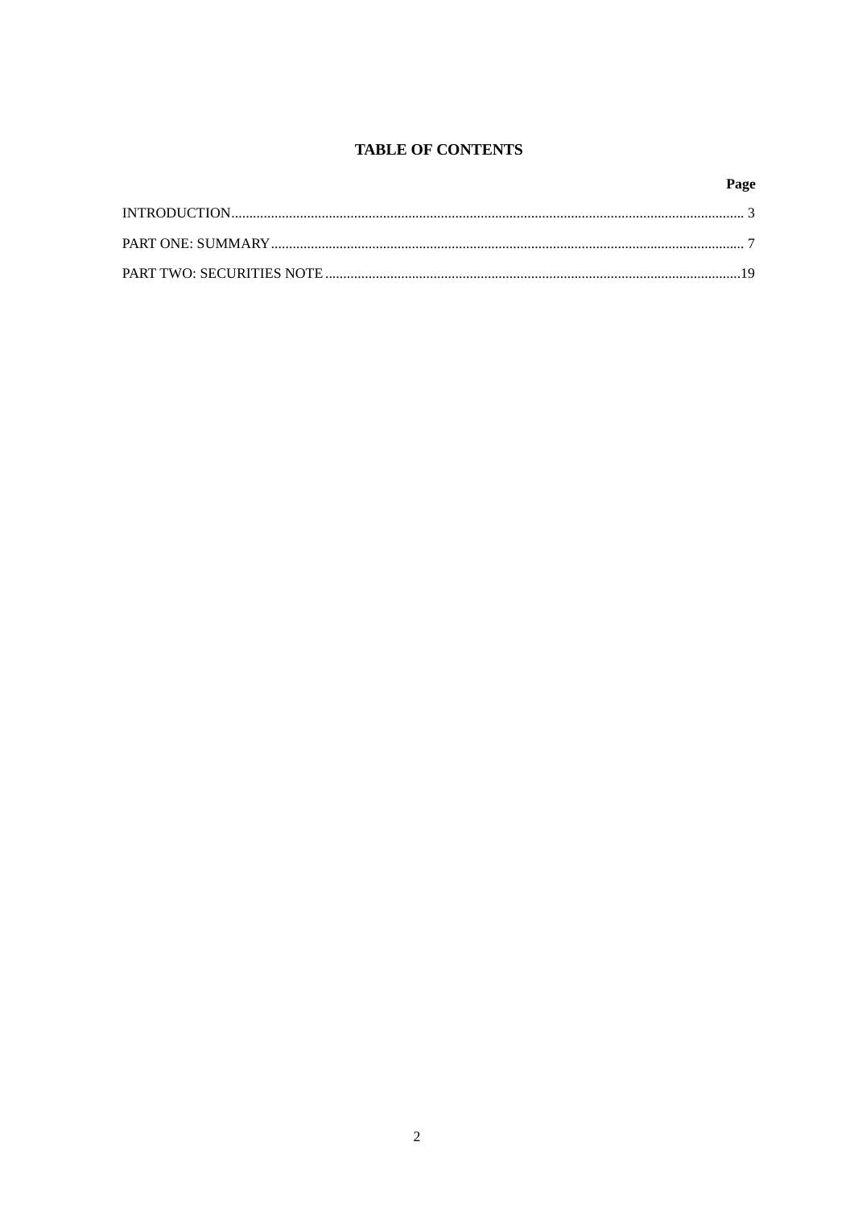# TABLE OF CONTENTS

| | Page |
|---|---|
| INTRODUCTION | 3 |
| PART ONE: SUMMARY | 7 |
| PART TWO: SECURITIES NOTE | 19 |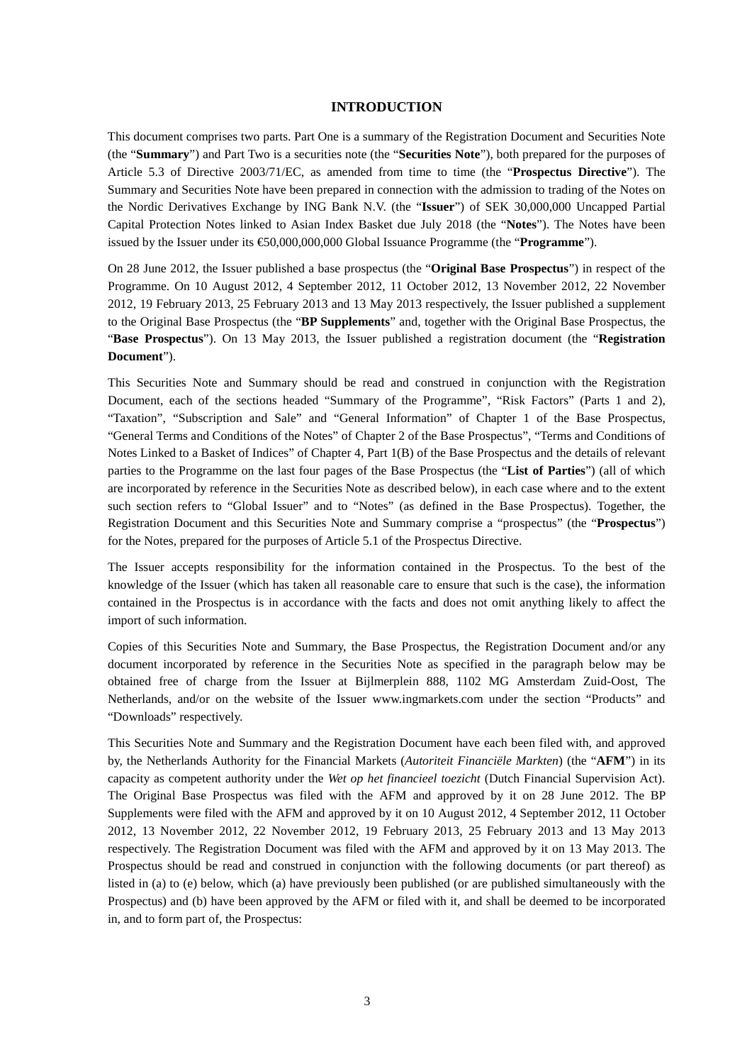# INTRODUCTION

This document comprises two parts. Part One is a summary of the Registration Document and Securities Note (the "**Summary**") and Part Two is a securities note (the "**Securities Note**"), both prepared for the purposes of Article 5.3 of Directive 2003/71/EC, as amended from time to time (the "**Prospectus Directive**"). The Summary and Securities Note have been prepared in connection with the admission to trading of the Notes on the Nordic Derivatives Exchange by ING Bank N.V. (the "**Issuer**") of SEK 30,000,000 Uncapped Partial Capital Protection Notes linked to Asian Index Basket due July 2018 (the "**Notes**"). The Notes have been issued by the Issuer under its €50,000,000,000 Global Issuance Programme (the "**Programme**").

On 28 June 2012, the Issuer published a base prospectus (the "**Original Base Prospectus**") in respect of the Programme. On 10 August 2012, 4 September 2012, 11 October 2012, 13 November 2012, 22 November 2012, 19 February 2013, 25 February 2013 and 13 May 2013 respectively, the Issuer published a supplement to the Original Base Prospectus (the "**BP Supplements**" and, together with the Original Base Prospectus, the "**Base Prospectus**"). On 13 May 2013, the Issuer published a registration document (the "**Registration Document**").

This Securities Note and Summary should be read and construed in conjunction with the Registration Document, each of the sections headed "Summary of the Programme", "Risk Factors" (Parts 1 and 2), "Taxation", "Subscription and Sale" and "General Information" of Chapter 1 of the Base Prospectus, "General Terms and Conditions of the Notes" of Chapter 2 of the Base Prospectus", "Terms and Conditions of Notes Linked to a Basket of Indices" of Chapter 4, Part 1(B) of the Base Prospectus and the details of relevant parties to the Programme on the last four pages of the Base Prospectus (the "**List of Parties**") (all of which are incorporated by reference in the Securities Note as described below), in each case where and to the extent such section refers to "Global Issuer" and to "Notes" (as defined in the Base Prospectus). Together, the Registration Document and this Securities Note and Summary comprise a "prospectus" (the "**Prospectus**") for the Notes, prepared for the purposes of Article 5.1 of the Prospectus Directive.

The Issuer accepts responsibility for the information contained in the Prospectus. To the best of the knowledge of the Issuer (which has taken all reasonable care to ensure that such is the case), the information contained in the Prospectus is in accordance with the facts and does not omit anything likely to affect the import of such information.

Copies of this Securities Note and Summary, the Base Prospectus, the Registration Document and/or any document incorporated by reference in the Securities Note as specified in the paragraph below may be obtained free of charge from the Issuer at Bijlmerplein 888, 1102 MG Amsterdam Zuid-Oost, The Netherlands, and/or on the website of the Issuer www.ingmarkets.com under the section "Products" and "Downloads" respectively.

This Securities Note and Summary and the Registration Document have each been filed with, and approved by, the Netherlands Authority for the Financial Markets (*Autoriteit Financiële Markten*) (the "**AFM**") in its capacity as competent authority under the *Wet op het financieel toezicht* (Dutch Financial Supervision Act). The Original Base Prospectus was filed with the AFM and approved by it on 28 June 2012. The BP Supplements were filed with the AFM and approved by it on 10 August 2012, 4 September 2012, 11 October 2012, 13 November 2012, 22 November 2012, 19 February 2013, 25 February 2013 and 13 May 2013 respectively. The Registration Document was filed with the AFM and approved by it on 13 May 2013. The Prospectus should be read and construed in conjunction with the following documents (or part thereof) as listed in (a) to (e) below, which (a) have previously been published (or are published simultaneously with the Prospectus) and (b) have been approved by the AFM or filed with it, and shall be deemed to be incorporated in, and to form part of, the Prospectus: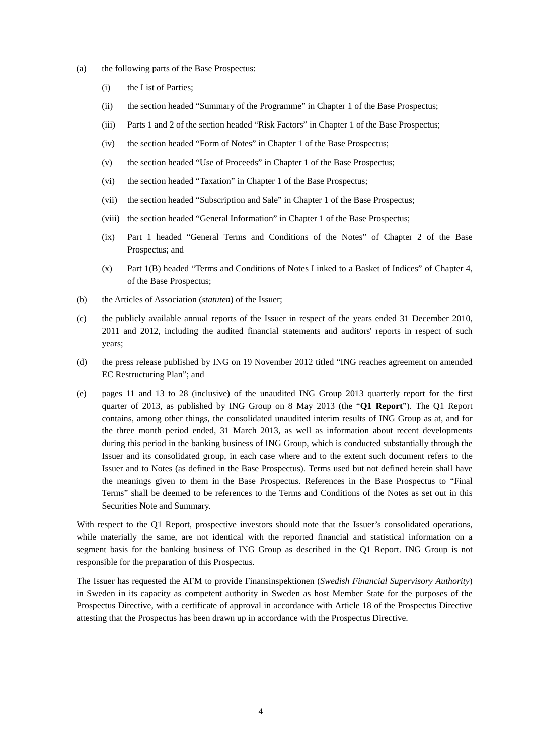(a) the following parts of the Base Prospectus:

  (i) the List of Parties;

  (ii) the section headed "Summary of the Programme" in Chapter 1 of the Base Prospectus;

  (iii) Parts 1 and 2 of the section headed "Risk Factors" in Chapter 1 of the Base Prospectus;

  (iv) the section headed "Form of Notes" in Chapter 1 of the Base Prospectus;

  (v) the section headed "Use of Proceeds" in Chapter 1 of the Base Prospectus;

  (vi) the section headed "Taxation" in Chapter 1 of the Base Prospectus;

  (vii) the section headed "Subscription and Sale" in Chapter 1 of the Base Prospectus;

  (viii) the section headed "General Information" in Chapter 1 of the Base Prospectus;

  (ix) Part 1 headed "General Terms and Conditions of the Notes" of Chapter 2 of the Base Prospectus; and

  (x) Part 1(B) headed "Terms and Conditions of Notes Linked to a Basket of Indices" of Chapter 4, of the Base Prospectus;

(b) the Articles of Association (*statuten*) of the Issuer;

(c) the publicly available annual reports of the Issuer in respect of the years ended 31 December 2010, 2011 and 2012, including the audited financial statements and auditors' reports in respect of such years;

(d) the press release published by ING on 19 November 2012 titled "ING reaches agreement on amended EC Restructuring Plan"; and

(e) pages 11 and 13 to 28 (inclusive) of the unaudited ING Group 2013 quarterly report for the first quarter of 2013, as published by ING Group on 8 May 2013 (the "**Q1 Report**"). The Q1 Report contains, among other things, the consolidated unaudited interim results of ING Group as at, and for the three month period ended, 31 March 2013, as well as information about recent developments during this period in the banking business of ING Group, which is conducted substantially through the Issuer and its consolidated group, in each case where and to the extent such document refers to the Issuer and to Notes (as defined in the Base Prospectus). Terms used but not defined herein shall have the meanings given to them in the Base Prospectus. References in the Base Prospectus to "Final Terms" shall be deemed to be references to the Terms and Conditions of the Notes as set out in this Securities Note and Summary.

With respect to the Q1 Report, prospective investors should note that the Issuer's consolidated operations, while materially the same, are not identical with the reported financial and statistical information on a segment basis for the banking business of ING Group as described in the Q1 Report. ING Group is not responsible for the preparation of this Prospectus.

The Issuer has requested the AFM to provide Finansinspektionen (*Swedish Financial Supervisory Authority*) in Sweden in its capacity as competent authority in Sweden as host Member State for the purposes of the Prospectus Directive, with a certificate of approval in accordance with Article 18 of the Prospectus Directive attesting that the Prospectus has been drawn up in accordance with the Prospectus Directive.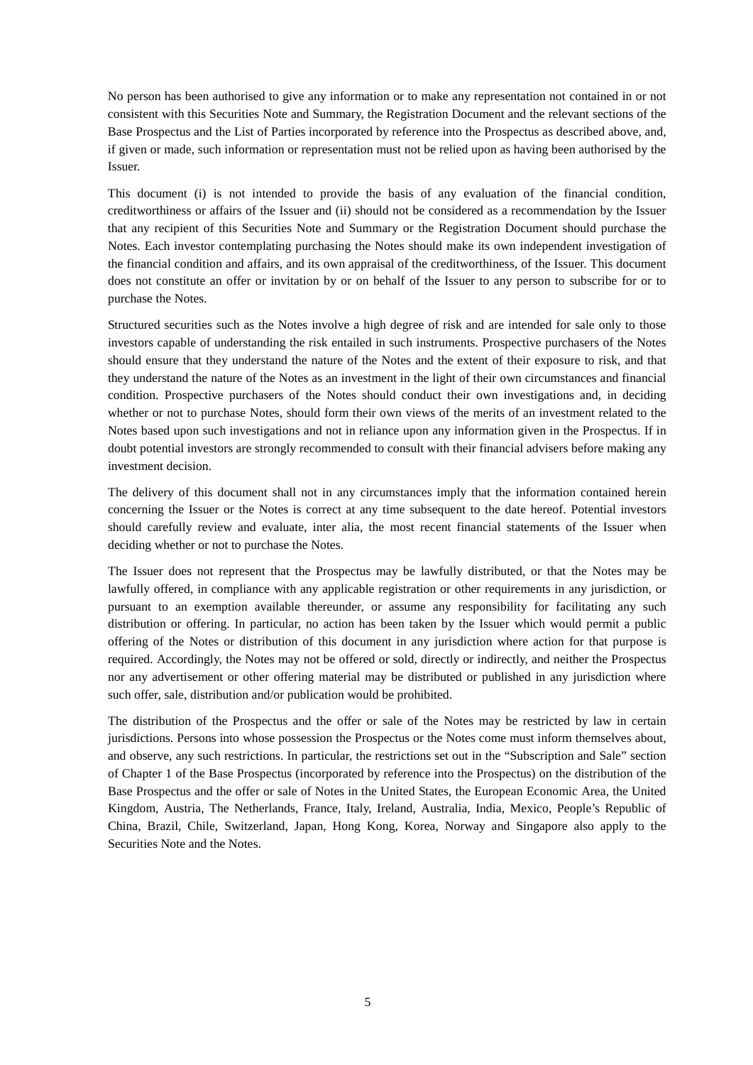No person has been authorised to give any information or to make any representation not contained in or not consistent with this Securities Note and Summary, the Registration Document and the relevant sections of the Base Prospectus and the List of Parties incorporated by reference into the Prospectus as described above, and, if given or made, such information or representation must not be relied upon as having been authorised by the Issuer.

This document (i) is not intended to provide the basis of any evaluation of the financial condition, creditworthiness or affairs of the Issuer and (ii) should not be considered as a recommendation by the Issuer that any recipient of this Securities Note and Summary or the Registration Document should purchase the Notes. Each investor contemplating purchasing the Notes should make its own independent investigation of the financial condition and affairs, and its own appraisal of the creditworthiness, of the Issuer. This document does not constitute an offer or invitation by or on behalf of the Issuer to any person to subscribe for or to purchase the Notes.

Structured securities such as the Notes involve a high degree of risk and are intended for sale only to those investors capable of understanding the risk entailed in such instruments. Prospective purchasers of the Notes should ensure that they understand the nature of the Notes and the extent of their exposure to risk, and that they understand the nature of the Notes as an investment in the light of their own circumstances and financial condition. Prospective purchasers of the Notes should conduct their own investigations and, in deciding whether or not to purchase Notes, should form their own views of the merits of an investment related to the Notes based upon such investigations and not in reliance upon any information given in the Prospectus. If in doubt potential investors are strongly recommended to consult with their financial advisers before making any investment decision.

The delivery of this document shall not in any circumstances imply that the information contained herein concerning the Issuer or the Notes is correct at any time subsequent to the date hereof. Potential investors should carefully review and evaluate, inter alia, the most recent financial statements of the Issuer when deciding whether or not to purchase the Notes.

The Issuer does not represent that the Prospectus may be lawfully distributed, or that the Notes may be lawfully offered, in compliance with any applicable registration or other requirements in any jurisdiction, or pursuant to an exemption available thereunder, or assume any responsibility for facilitating any such distribution or offering. In particular, no action has been taken by the Issuer which would permit a public offering of the Notes or distribution of this document in any jurisdiction where action for that purpose is required. Accordingly, the Notes may not be offered or sold, directly or indirectly, and neither the Prospectus nor any advertisement or other offering material may be distributed or published in any jurisdiction where such offer, sale, distribution and/or publication would be prohibited.

The distribution of the Prospectus and the offer or sale of the Notes may be restricted by law in certain jurisdictions. Persons into whose possession the Prospectus or the Notes come must inform themselves about, and observe, any such restrictions. In particular, the restrictions set out in the "Subscription and Sale" section of Chapter 1 of the Base Prospectus (incorporated by reference into the Prospectus) on the distribution of the Base Prospectus and the offer or sale of Notes in the United States, the European Economic Area, the United Kingdom, Austria, The Netherlands, France, Italy, Ireland, Australia, India, Mexico, People's Republic of China, Brazil, Chile, Switzerland, Japan, Hong Kong, Korea, Norway and Singapore also apply to the Securities Note and the Notes.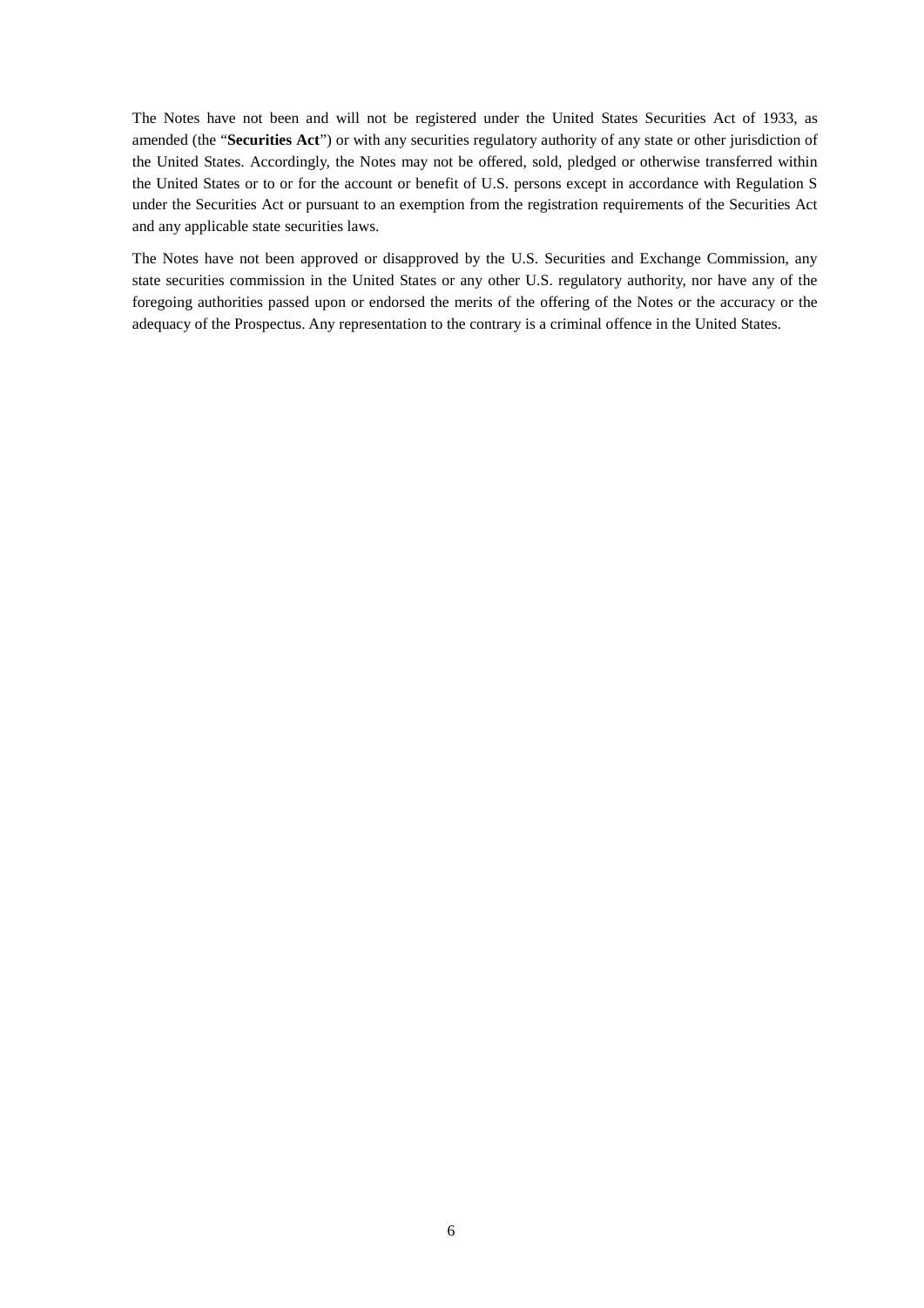The Notes have not been and will not be registered under the United States Securities Act of 1933, as amended (the "**Securities Act**") or with any securities regulatory authority of any state or other jurisdiction of the United States. Accordingly, the Notes may not be offered, sold, pledged or otherwise transferred within the United States or to or for the account or benefit of U.S. persons except in accordance with Regulation S under the Securities Act or pursuant to an exemption from the registration requirements of the Securities Act and any applicable state securities laws.

The Notes have not been approved or disapproved by the U.S. Securities and Exchange Commission, any state securities commission in the United States or any other U.S. regulatory authority, nor have any of the foregoing authorities passed upon or endorsed the merits of the offering of the Notes or the accuracy or the adequacy of the Prospectus. Any representation to the contrary is a criminal offence in the United States.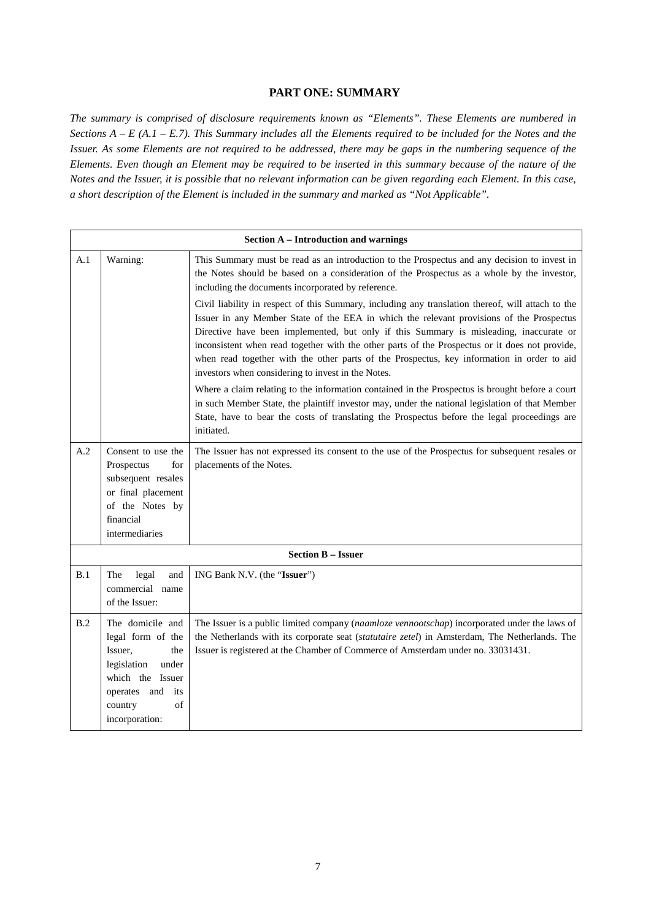## PART ONE: SUMMARY

*The summary is comprised of disclosure requirements known as "Elements". These Elements are numbered in Sections A – E (A.1 – E.7). This Summary includes all the Elements required to be included for the Notes and the Issuer. As some Elements are not required to be addressed, there may be gaps in the numbering sequence of the Elements. Even though an Element may be required to be inserted in this summary because of the nature of the Notes and the Issuer, it is possible that no relevant information can be given regarding each Element. In this case, a short description of the Element is included in the summary and marked as "Not Applicable".*

| **Section A – Introduction and warnings** | | |
|---|---|---|
| A.1 | Warning: | This Summary must be read as an introduction to the Prospectus and any decision to invest in the Notes should be based on a consideration of the Prospectus as a whole by the investor, including the documents incorporated by reference.<br><br>Civil liability in respect of this Summary, including any translation thereof, will attach to the Issuer in any Member State of the EEA in which the relevant provisions of the Prospectus Directive have been implemented, but only if this Summary is misleading, inaccurate or inconsistent when read together with the other parts of the Prospectus or it does not provide, when read together with the other parts of the Prospectus, key information in order to aid investors when considering to invest in the Notes.<br><br>Where a claim relating to the information contained in the Prospectus is brought before a court in such Member State, the plaintiff investor may, under the national legislation of that Member State, have to bear the costs of translating the Prospectus before the legal proceedings are initiated. |
| A.2 | Consent to use the Prospectus for subsequent resales or final placement of the Notes by financial intermediaries | The Issuer has not expressed its consent to the use of the Prospectus for subsequent resales or placements of the Notes. |
| **Section B – Issuer** | | |
| B.1 | The legal and commercial name of the Issuer: | ING Bank N.V. (the "**Issuer**") |
| B.2 | The domicile and legal form of the Issuer, the legislation under which the Issuer operates and its country of incorporation: | The Issuer is a public limited company (*naamloze vennootschap*) incorporated under the laws of the Netherlands with its corporate seat (*statutaire zetel*) in Amsterdam, The Netherlands. The Issuer is registered at the Chamber of Commerce of Amsterdam under no. 33031431. |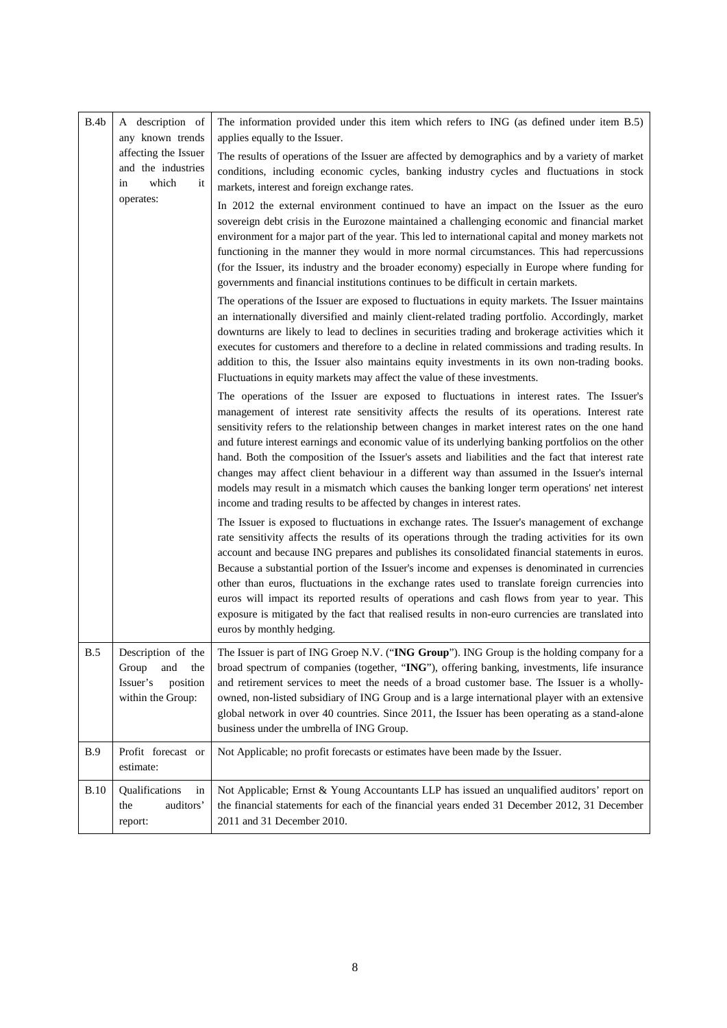| | | |
|---|---|---|
| B.4b | A description of any known trends affecting the Issuer and the industries in which it operates: | The information provided under this item which refers to ING (as defined under item B.5) applies equally to the Issuer.<br><br>The results of operations of the Issuer are affected by demographics and by a variety of market conditions, including economic cycles, banking industry cycles and fluctuations in stock markets, interest and foreign exchange rates.<br><br>In 2012 the external environment continued to have an impact on the Issuer as the euro sovereign debt crisis in the Eurozone maintained a challenging economic and financial market environment for a major part of the year. This led to international capital and money markets not functioning in the manner they would in more normal circumstances. This had repercussions (for the Issuer, its industry and the broader economy) especially in Europe where funding for governments and financial institutions continues to be difficult in certain markets.<br><br>The operations of the Issuer are exposed to fluctuations in equity markets. The Issuer maintains an internationally diversified and mainly client-related trading portfolio. Accordingly, market downturns are likely to lead to declines in securities trading and brokerage activities which it executes for customers and therefore to a decline in related commissions and trading results. In addition to this, the Issuer also maintains equity investments in its own non-trading books. Fluctuations in equity markets may affect the value of these investments.<br><br>The operations of the Issuer are exposed to fluctuations in interest rates. The Issuer's management of interest rate sensitivity affects the results of its operations. Interest rate sensitivity refers to the relationship between changes in market interest rates on the one hand and future interest earnings and economic value of its underlying banking portfolios on the other hand. Both the composition of the Issuer's assets and liabilities and the fact that interest rate changes may affect client behaviour in a different way than assumed in the Issuer's internal models may result in a mismatch which causes the banking longer term operations' net interest income and trading results to be affected by changes in interest rates.<br><br>The Issuer is exposed to fluctuations in exchange rates. The Issuer's management of exchange rate sensitivity affects the results of its operations through the trading activities for its own account and because ING prepares and publishes its consolidated financial statements in euros. Because a substantial portion of the Issuer's income and expenses is denominated in currencies other than euros, fluctuations in the exchange rates used to translate foreign currencies into euros will impact its reported results of operations and cash flows from year to year. This exposure is mitigated by the fact that realised results in non-euro currencies are translated into euros by monthly hedging. |
| B.5 | Description of the Group and the Issuer's position within the Group: | The Issuer is part of ING Groep N.V. ("**ING Group**"). ING Group is the holding company for a broad spectrum of companies (together, "**ING**"), offering banking, investments, life insurance and retirement services to meet the needs of a broad customer base. The Issuer is a wholly-owned, non-listed subsidiary of ING Group and is a large international player with an extensive global network in over 40 countries. Since 2011, the Issuer has been operating as a stand-alone business under the umbrella of ING Group. |
| B.9 | Profit forecast or estimate: | Not Applicable; no profit forecasts or estimates have been made by the Issuer. |
| B.10 | Qualifications in the auditors' report: | Not Applicable; Ernst & Young Accountants LLP has issued an unqualified auditors' report on the financial statements for each of the financial years ended 31 December 2012, 31 December 2011 and 31 December 2010. |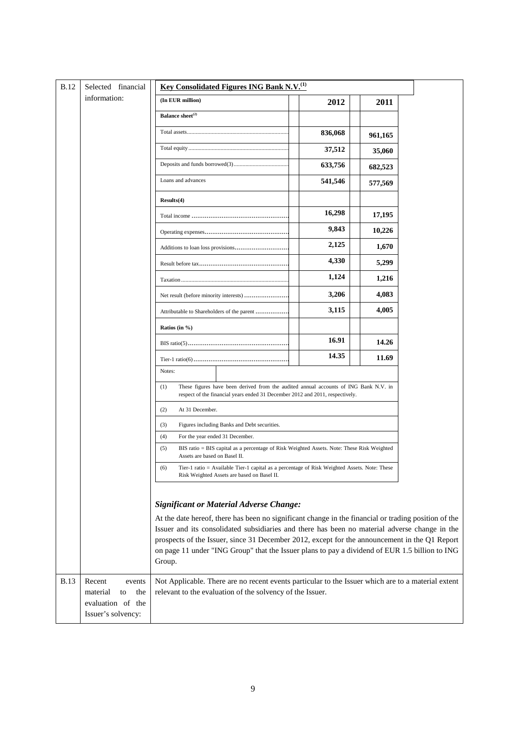| | | |
|---|---|---|
| B.12 | Selected financial information: | **Key Consolidated Figures ING Bank N.V.**[1] |

| (In EUR million) | 2012 | 2011 |
|---|---|---|
| **Balance sheet**[2] | | |
| Total assets | **836,068** | **961,165** |
| Total equity | **37,512** | **35,060** |
| Deposits and funds borrowed(3) | **633,756** | **682,523** |
| Loans and advances | **541,546** | **577,569** |
| **Results(4)** | | |
| Total income | **16,298** | **17,195** |
| Operating expenses | **9,843** | **10,226** |
| Additions to loan loss provisions | **2,125** | **1,670** |
| Result before tax | **4,330** | **5,299** |
| Taxation | **1,124** | **1,216** |
| Net result (before minority interests) | **3,206** | **4,083** |
| Attributable to Shareholders of the parent | **3,115** | **4,005** |
| **Ratios (in %)** | | |
| BIS ratio(5) | **16.91** | **14.26** |
| Tier-1 ratio(6) | **14.35** | **11.69** |

Notes:

(1) These figures have been derived from the audited annual accounts of ING Bank N.V. in respect of the financial years ended 31 December 2012 and 2011, respectively.

(2) At 31 December.

(3) Figures including Banks and Debt securities.

(4) For the year ended 31 December.

(5) BIS ratio = BIS capital as a percentage of Risk Weighted Assets. Note: These Risk Weighted Assets are based on Basel II.

(6) Tier-1 ratio = Available Tier-1 capital as a percentage of Risk Weighted Assets. Note: These Risk Weighted Assets are based on Basel II.

***Significant or Material Adverse Change:***

At the date hereof, there has been no significant change in the financial or trading position of the Issuer and its consolidated subsidiaries and there has been no material adverse change in the prospects of the Issuer, since 31 December 2012, except for the announcement in the Q1 Report on page 11 under "ING Group" that the Issuer plans to pay a dividend of EUR 1.5 billion to ING Group.

| | | |
|---|---|---|
| B.13 | Recent events material to the evaluation of the Issuer's solvency: | Not Applicable. There are no recent events particular to the Issuer which are to a material extent relevant to the evaluation of the solvency of the Issuer. |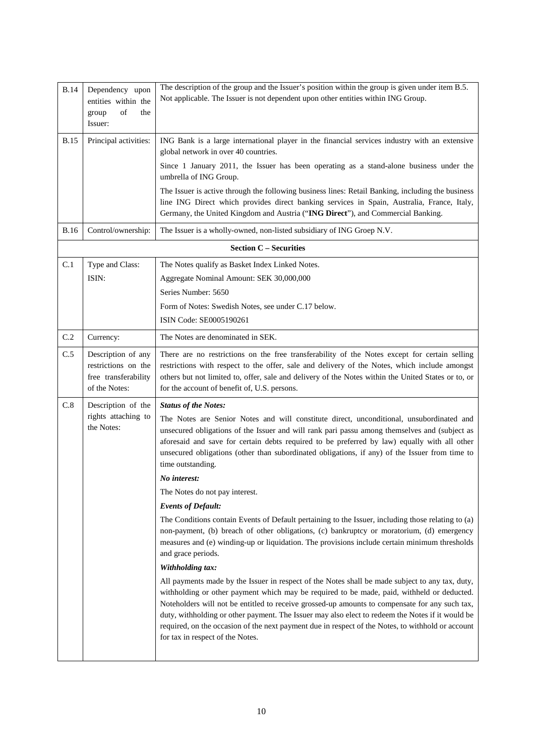| | | |
|---|---|---|
| B.14 | Dependency upon entities within the group of the Issuer: | The description of the group and the Issuer's position within the group is given under item B.5.<br>Not applicable. The Issuer is not dependent upon other entities within ING Group. |
| B.15 | Principal activities: | ING Bank is a large international player in the financial services industry with an extensive global network in over 40 countries.<br><br>Since 1 January 2011, the Issuer has been operating as a stand-alone business under the umbrella of ING Group.<br><br>The Issuer is active through the following business lines: Retail Banking, including the business line ING Direct which provides direct banking services in Spain, Australia, France, Italy, Germany, the United Kingdom and Austria ("**ING Direct**"), and Commercial Banking. |
| B.16 | Control/ownership: | The Issuer is a wholly-owned, non-listed subsidiary of ING Groep N.V. |
| | | **Section C – Securities** |
| C.1 | Type and Class:<br>ISIN: | The Notes qualify as Basket Index Linked Notes.<br>Aggregate Nominal Amount: SEK 30,000,000<br>Series Number: 5650<br>Form of Notes: Swedish Notes, see under C.17 below.<br>ISIN Code: SE0005190261 |
| C.2 | Currency: | The Notes are denominated in SEK. |
| C.5 | Description of any restrictions on the free transferability of the Notes: | There are no restrictions on the free transferability of the Notes except for certain selling restrictions with respect to the offer, sale and delivery of the Notes, which include amongst others but not limited to, offer, sale and delivery of the Notes within the United States or to, or for the account of benefit of, U.S. persons. |
| C.8 | Description of the rights attaching to the Notes: | ***Status of the Notes:***<br><br>The Notes are Senior Notes and will constitute direct, unconditional, unsubordinated and unsecured obligations of the Issuer and will rank pari passu among themselves and (subject as aforesaid and save for certain debts required to be preferred by law) equally with all other unsecured obligations (other than subordinated obligations, if any) of the Issuer from time to time outstanding.<br><br>***No interest:***<br><br>The Notes do not pay interest.<br><br>***Events of Default:***<br><br>The Conditions contain Events of Default pertaining to the Issuer, including those relating to (a) non-payment, (b) breach of other obligations, (c) bankruptcy or moratorium, (d) emergency measures and (e) winding-up or liquidation. The provisions include certain minimum thresholds and grace periods.<br><br>***Withholding tax:***<br><br>All payments made by the Issuer in respect of the Notes shall be made subject to any tax, duty, withholding or other payment which may be required to be made, paid, withheld or deducted. Noteholders will not be entitled to receive grossed-up amounts to compensate for any such tax, duty, withholding or other payment. The Issuer may also elect to redeem the Notes if it would be required, on the occasion of the next payment due in respect of the Notes, to withhold or account for tax in respect of the Notes. |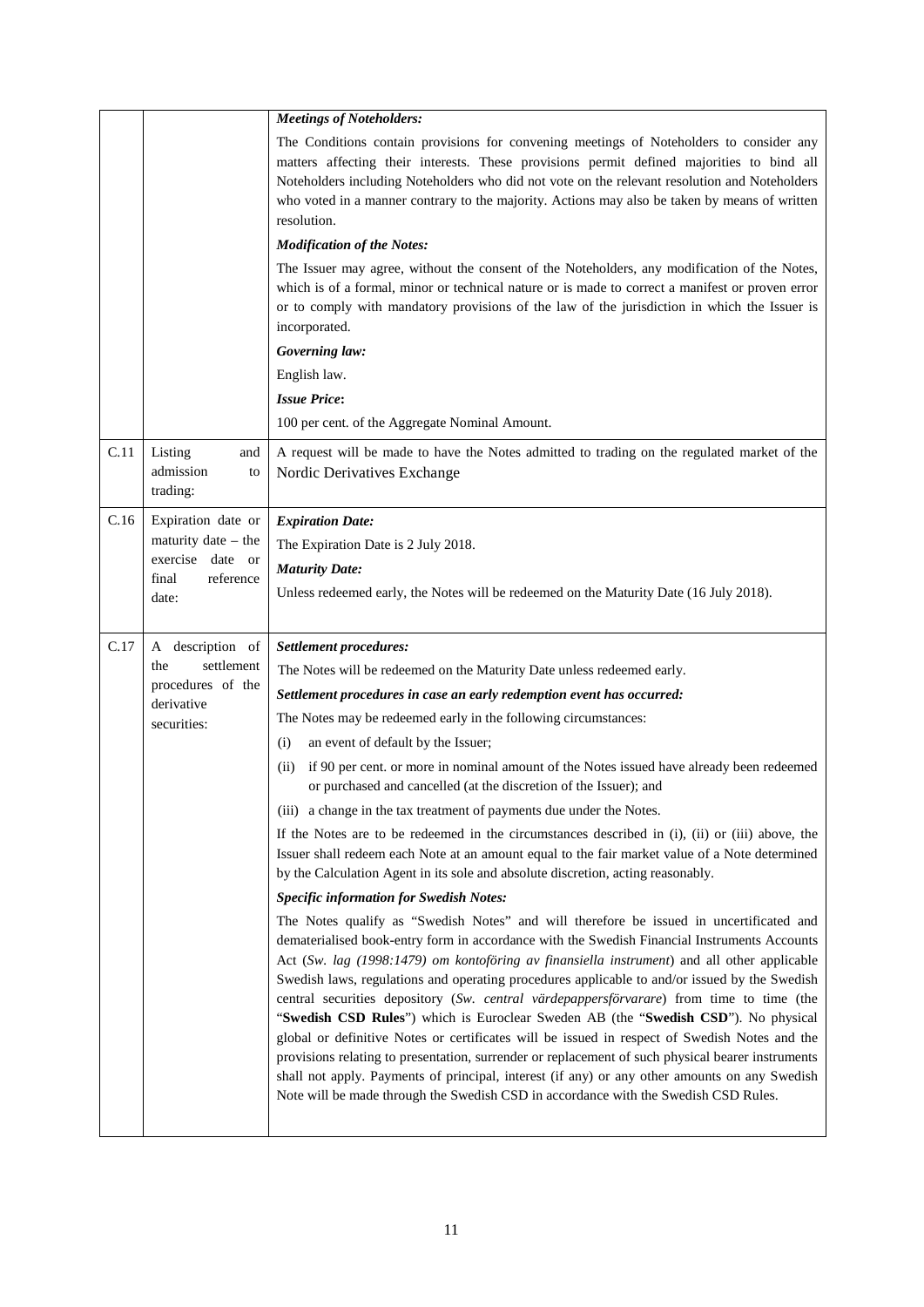| | | |
|---|---|---|
| | | ***Meetings of Noteholders:***<br>The Conditions contain provisions for convening meetings of Noteholders to consider any matters affecting their interests. These provisions permit defined majorities to bind all Noteholders including Noteholders who did not vote on the relevant resolution and Noteholders who voted in a manner contrary to the majority. Actions may also be taken by means of written resolution.<br>***Modification of the Notes:***<br>The Issuer may agree, without the consent of the Noteholders, any modification of the Notes, which is of a formal, minor or technical nature or is made to correct a manifest or proven error or to comply with mandatory provisions of the law of the jurisdiction in which the Issuer is incorporated.<br>***Governing law:***<br>English law.<br>***Issue Price*:**<br>100 per cent. of the Aggregate Nominal Amount. |
| C.11 | Listing and admission to trading: | A request will be made to have the Notes admitted to trading on the regulated market of the Nordic Derivatives Exchange |
| C.16 | Expiration date or maturity date – the exercise date or final reference date: | ***Expiration Date:***<br>The Expiration Date is 2 July 2018.<br>***Maturity Date:***<br>Unless redeemed early, the Notes will be redeemed on the Maturity Date (16 July 2018). |
| C.17 | A description of the settlement procedures of the derivative securities: | ***Settlement procedures:***<br>The Notes will be redeemed on the Maturity Date unless redeemed early.<br>***Settlement procedures in case an early redemption event has occurred:***<br>The Notes may be redeemed early in the following circumstances:<br>(i) an event of default by the Issuer;<br>(ii) if 90 per cent. or more in nominal amount of the Notes issued have already been redeemed or purchased and cancelled (at the discretion of the Issuer); and<br>(iii) a change in the tax treatment of payments due under the Notes.<br>If the Notes are to be redeemed in the circumstances described in (i), (ii) or (iii) above, the Issuer shall redeem each Note at an amount equal to the fair market value of a Note determined by the Calculation Agent in its sole and absolute discretion, acting reasonably.<br>***Specific information for Swedish Notes:***<br>The Notes qualify as "Swedish Notes" and will therefore be issued in uncertificated and dematerialised book-entry form in accordance with the Swedish Financial Instruments Accounts Act (*Sw. lag (1998:1479) om kontoföring av finansiella instrument*) and all other applicable Swedish laws, regulations and operating procedures applicable to and/or issued by the Swedish central securities depository (*Sw. central värdepappersförvarare*) from time to time (the "**Swedish CSD Rules**") which is Euroclear Sweden AB (the "**Swedish CSD**"). No physical global or definitive Notes or certificates will be issued in respect of Swedish Notes and the provisions relating to presentation, surrender or replacement of such physical bearer instruments shall not apply. Payments of principal, interest (if any) or any other amounts on any Swedish Note will be made through the Swedish CSD in accordance with the Swedish CSD Rules. |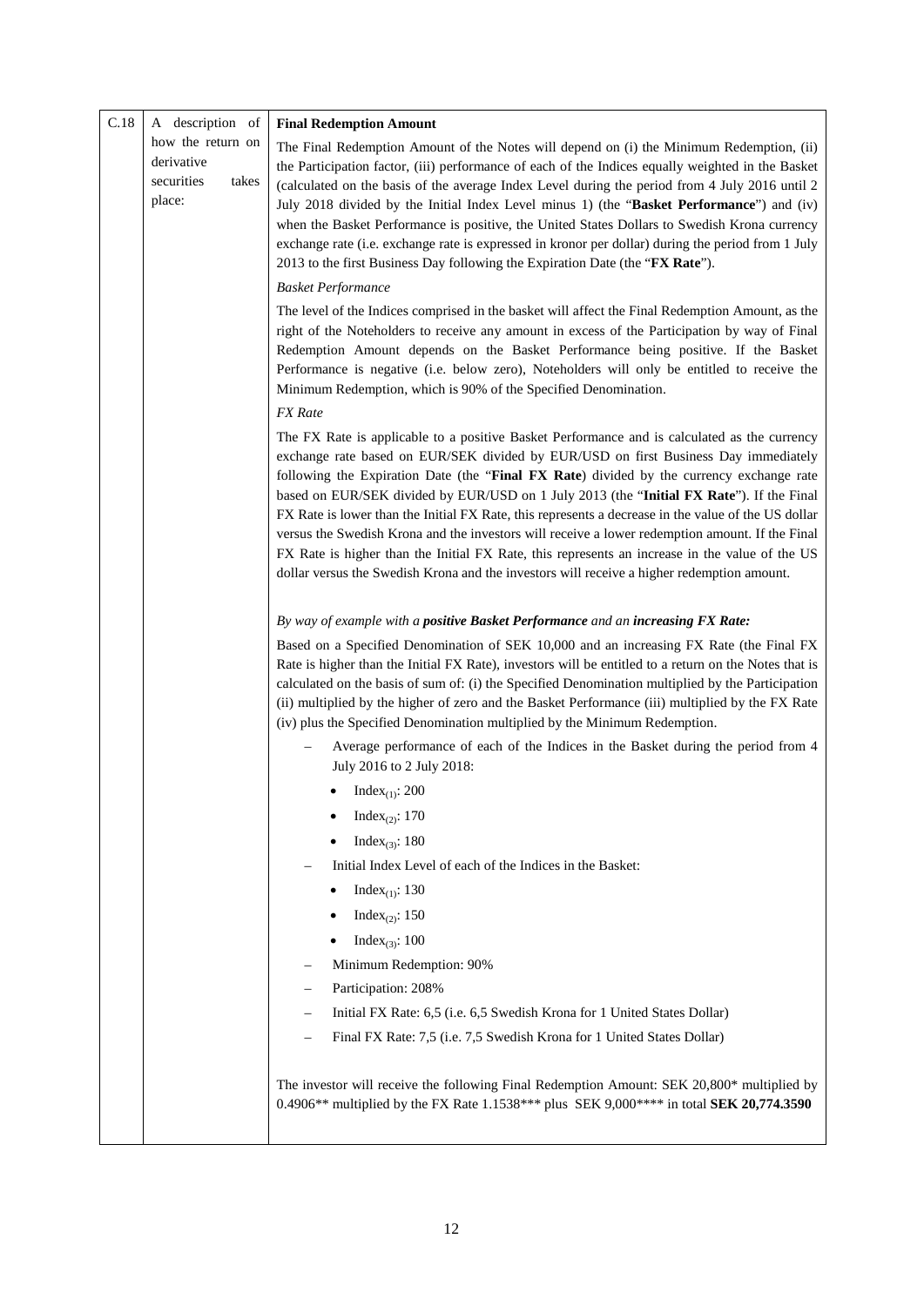| C.18 | A description of how the return on derivative securities takes place: | **Final Redemption Amount**<br><br>The Final Redemption Amount of the Notes will depend on (i) the Minimum Redemption, (ii) the Participation factor, (iii) performance of each of the Indices equally weighted in the Basket (calculated on the basis of the average Index Level during the period from 4 July 2016 until 2 July 2018 divided by the Initial Index Level minus 1) (the "**Basket Performance**") and (iv) when the Basket Performance is positive, the United States Dollars to Swedish Krona currency exchange rate (i.e. exchange rate is expressed in kronor per dollar) during the period from 1 July 2013 to the first Business Day following the Expiration Date (the "**FX Rate**").<br><br>*Basket Performance*<br><br>The level of the Indices comprised in the basket will affect the Final Redemption Amount, as the right of the Noteholders to receive any amount in excess of the Participation by way of Final Redemption Amount depends on the Basket Performance being positive. If the Basket Performance is negative (i.e. below zero), Noteholders will only be entitled to receive the Minimum Redemption, which is 90% of the Specified Denomination.<br><br>*FX Rate*<br><br>The FX Rate is applicable to a positive Basket Performance and is calculated as the currency exchange rate based on EUR/SEK divided by EUR/USD on first Business Day immediately following the Expiration Date (the "**Final FX Rate**) divided by the currency exchange rate based on EUR/SEK divided by EUR/USD on 1 July 2013 (the "**Initial FX Rate**"). If the Final FX Rate is lower than the Initial FX Rate, this represents a decrease in the value of the US dollar versus the Swedish Krona and the investors will receive a lower redemption amount. If the Final FX Rate is higher than the Initial FX Rate, this represents an increase in the value of the US dollar versus the Swedish Krona and the investors will receive a higher redemption amount.<br><br>*By way of example with a **positive Basket Performance** and an **increasing FX Rate:***<br><br>Based on a Specified Denomination of SEK 10,000 and an increasing FX Rate (the Final FX Rate is higher than the Initial FX Rate), investors will be entitled to a return on the Notes that is calculated on the basis of sum of: (i) the Specified Denomination multiplied by the Participation (ii) multiplied by the higher of zero and the Basket Performance (iii) multiplied by the FX Rate (iv) plus the Specified Denomination multiplied by the Minimum Redemption.<br><br>– Average performance of each of the Indices in the Basket during the period from 4 July 2016 to 2 July 2018:<br>• $\text{Index}_{(1)}$: 200<br>• $\text{Index}_{(2)}$: 170<br>• $\text{Index}_{(3)}$: 180<br>– Initial Index Level of each of the Indices in the Basket:<br>• $\text{Index}_{(1)}$: 130<br>• $\text{Index}_{(2)}$: 150<br>• $\text{Index}_{(3)}$: 100<br>– Minimum Redemption: 90%<br>– Participation: 208%<br>– Initial FX Rate: 6,5 (i.e. 6,5 Swedish Krona for 1 United States Dollar)<br>– Final FX Rate: 7,5 (i.e. 7,5 Swedish Krona for 1 United States Dollar)<br><br>The investor will receive the following Final Redemption Amount: SEK 20,800* multiplied by 0.4906** multiplied by the FX Rate 1.1538*** plus SEK 9,000**** in total **SEK 20,774.3590** |
|---|---|---|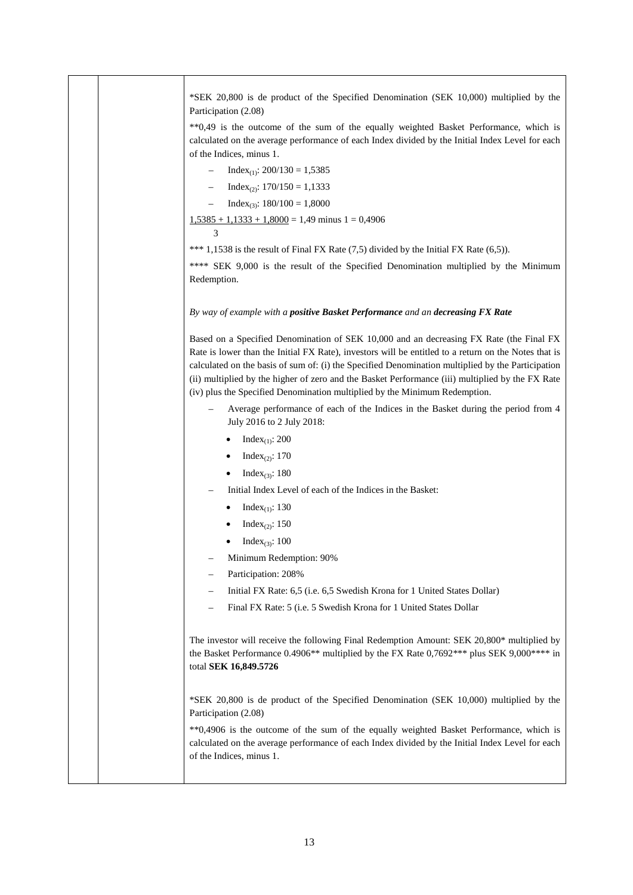*SEK 20,800 is de product of the Specified Denomination (SEK 10,000) multiplied by the Participation (2.08)

**0,49 is the outcome of the sum of the equally weighted Basket Performance, which is calculated on the average performance of each Index divided by the Initial Index Level for each of the Indices, minus 1.

- $Index_{(1)}$: 200/130 = 1,5385
- $Index_{(2)}$: 170/150 = 1,1333
- $Index_{(3)}$: 180/100 = 1,8000

$\frac{1{,}5385 + 1{,}1333 + 1{,}8000}{3}$ = 1,49 minus 1 = 0,4906

*** 1,1538 is the result of Final FX Rate (7,5) divided by the Initial FX Rate (6,5)).

**** SEK 9,000 is the result of the Specified Denomination multiplied by the Minimum Redemption.

*By way of example with a **positive Basket Performance** and an **decreasing FX Rate***

Based on a Specified Denomination of SEK 10,000 and an decreasing FX Rate (the Final FX Rate is lower than the Initial FX Rate), investors will be entitled to a return on the Notes that is calculated on the basis of sum of: (i) the Specified Denomination multiplied by the Participation (ii) multiplied by the higher of zero and the Basket Performance (iii) multiplied by the FX Rate (iv) plus the Specified Denomination multiplied by the Minimum Redemption.

- Average performance of each of the Indices in the Basket during the period from 4 July 2016 to 2 July 2018:
  - $Index_{(1)}$: 200
  - $Index_{(2)}$: 170
  - $Index_{(3)}$: 180
- Initial Index Level of each of the Indices in the Basket:
  - $Index_{(1)}$: 130
  - $Index_{(2)}$: 150
  - $Index_{(3)}$: 100
- Minimum Redemption: 90%
- Participation: 208%
- Initial FX Rate: 6,5 (i.e. 6,5 Swedish Krona for 1 United States Dollar)
- Final FX Rate: 5 (i.e. 5 Swedish Krona for 1 United States Dollar

The investor will receive the following Final Redemption Amount: SEK 20,800* multiplied by the Basket Performance 0.4906** multiplied by the FX Rate 0,7692*** plus SEK 9,000**** in total **SEK 16,849.5726**

*SEK 20,800 is de product of the Specified Denomination (SEK 10,000) multiplied by the Participation (2.08)

**0,4906 is the outcome of the sum of the equally weighted Basket Performance, which is calculated on the average performance of each Index divided by the Initial Index Level for each of the Indices, minus 1.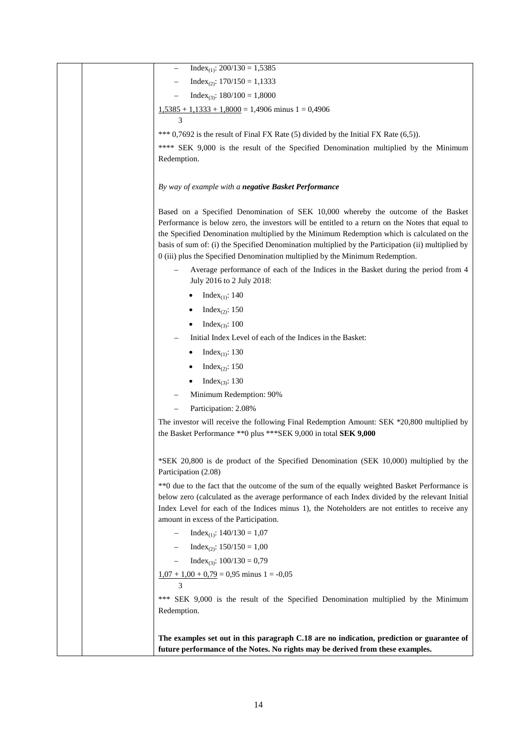- $Index_{(1)}$: 200/130 = 1,5385
- $Index_{(2)}$: 170/150 = 1,1333
- $Index_{(3)}$: 180/100 = 1,8000

$\frac{1,5385 + 1,1333 + 1,8000}{3}$ = 1,4906 minus 1 = 0,4906

*** 0,7692 is the result of Final FX Rate (5) divided by the Initial FX Rate (6,5)).

**** SEK 9,000 is the result of the Specified Denomination multiplied by the Minimum Redemption.

*By way of example with a **negative Basket Performance***

Based on a Specified Denomination of SEK 10,000 whereby the outcome of the Basket Performance is below zero, the investors will be entitled to a return on the Notes that equal to the Specified Denomination multiplied by the Minimum Redemption which is calculated on the basis of sum of: (i) the Specified Denomination multiplied by the Participation (ii) multiplied by 0 (iii) plus the Specified Denomination multiplied by the Minimum Redemption.

- Average performance of each of the Indices in the Basket during the period from 4 July 2016 to 2 July 2018:
  - $Index_{(1)}$: 140
  - $Index_{(2)}$: 150
  - $Index_{(3)}$: 100
- Initial Index Level of each of the Indices in the Basket:
  - $Index_{(1)}$: 130
  - $Index_{(2)}$: 150
  - $Index_{(3)}$: 130
- Minimum Redemption: 90%
- Participation: 2.08%

The investor will receive the following Final Redemption Amount: SEK *20,800 multiplied by the Basket Performance **0 plus ***SEK 9,000 in total **SEK 9,000**

*SEK 20,800 is de product of the Specified Denomination (SEK 10,000) multiplied by the Participation (2.08)

**0 due to the fact that the outcome of the sum of the equally weighted Basket Performance is below zero (calculated as the average performance of each Index divided by the relevant Initial Index Level for each of the Indices minus 1), the Noteholders are not entitles to receive any amount in excess of the Participation.

- $Index_{(1)}$: 140/130 = 1,07
- $Index_{(2)}$: 150/150 = 1,00
- $Index_{(3)}$: 100/130 = 0,79

$\frac{1,07 + 1,00 + 0,79}{3}$ = 0,95 minus 1 = -0,05

*** SEK 9,000 is the result of the Specified Denomination multiplied by the Minimum Redemption.

**The examples set out in this paragraph C.18 are no indication, prediction or guarantee of future performance of the Notes. No rights may be derived from these examples.**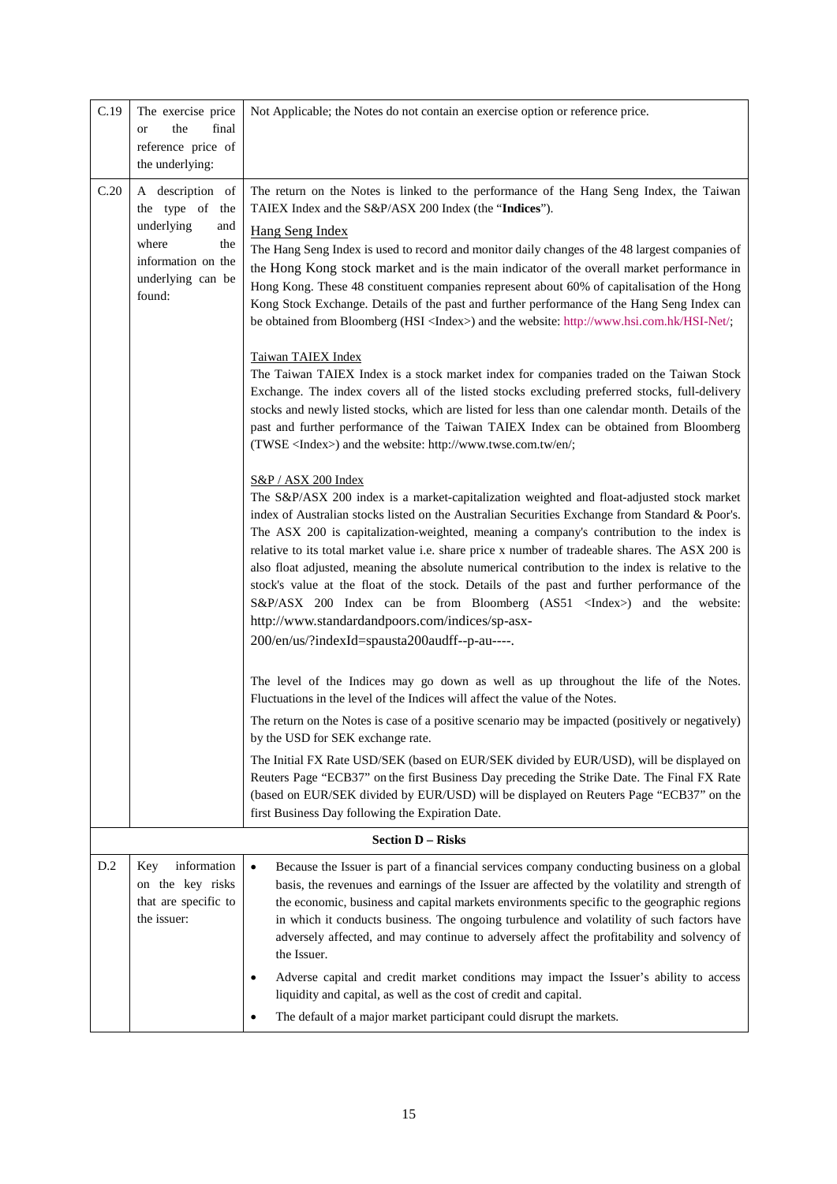| | | |
|---|---|---|
| C.19 | The exercise price or the final reference price of the underlying: | Not Applicable; the Notes do not contain an exercise option or reference price. |
| C.20 | A description of the type of the underlying and where the information on the underlying can be found: | The return on the Notes is linked to the performance of the Hang Seng Index, the Taiwan TAIEX Index and the S&P/ASX 200 Index (the "**Indices**").<br><br>Hang Seng Index<br>The Hang Seng Index is used to record and monitor daily changes of the 48 largest companies of the Hong Kong stock market and is the main indicator of the overall market performance in Hong Kong. These 48 constituent companies represent about 60% of capitalisation of the Hong Kong Stock Exchange. Details of the past and further performance of the Hang Seng Index can be obtained from Bloomberg (HSI <Index>) and the website: http://www.hsi.com.hk/HSI-Net/;<br><br>Taiwan TAIEX Index<br>The Taiwan TAIEX Index is a stock market index for companies traded on the Taiwan Stock Exchange. The index covers all of the listed stocks excluding preferred stocks, full-delivery stocks and newly listed stocks, which are listed for less than one calendar month. Details of the past and further performance of the Taiwan TAIEX Index can be obtained from Bloomberg (TWSE <Index>) and the website: http://www.twse.com.tw/en/;<br><br>S&P / ASX 200 Index<br>The S&P/ASX 200 index is a market-capitalization weighted and float-adjusted stock market index of Australian stocks listed on the Australian Securities Exchange from Standard & Poor's. The ASX 200 is capitalization-weighted, meaning a company's contribution to the index is relative to its total market value i.e. share price x number of tradeable shares. The ASX 200 is also float adjusted, meaning the absolute numerical contribution to the index is relative to the stock's value at the float of the stock. Details of the past and further performance of the S&P/ASX 200 Index can be from Bloomberg (AS51 <Index>) and the website: http://www.standardandpoors.com/indices/sp-asx-200/en/us/?indexId=spausta200audff--p-au----.<br><br>The level of the Indices may go down as well as up throughout the life of the Notes. Fluctuations in the level of the Indices will affect the value of the Notes.<br><br>The return on the Notes is case of a positive scenario may be impacted (positively or negatively) by the USD for SEK exchange rate.<br><br>The Initial FX Rate USD/SEK (based on EUR/SEK divided by EUR/USD), will be displayed on Reuters Page "ECB37" on the first Business Day preceding the Strike Date. The Final FX Rate (based on EUR/SEK divided by EUR/USD) will be displayed on Reuters Page "ECB37" on the first Business Day following the Expiration Date. |
| | | **Section D – Risks** |
| D.2 | Key information on the key risks that are specific to the issuer: | • Because the Issuer is part of a financial services company conducting business on a global basis, the revenues and earnings of the Issuer are affected by the volatility and strength of the economic, business and capital markets environments specific to the geographic regions in which it conducts business. The ongoing turbulence and volatility of such factors have adversely affected, and may continue to adversely affect the profitability and solvency of the Issuer.<br><br>• Adverse capital and credit market conditions may impact the Issuer's ability to access liquidity and capital, as well as the cost of credit and capital.<br><br>• The default of a major market participant could disrupt the markets. |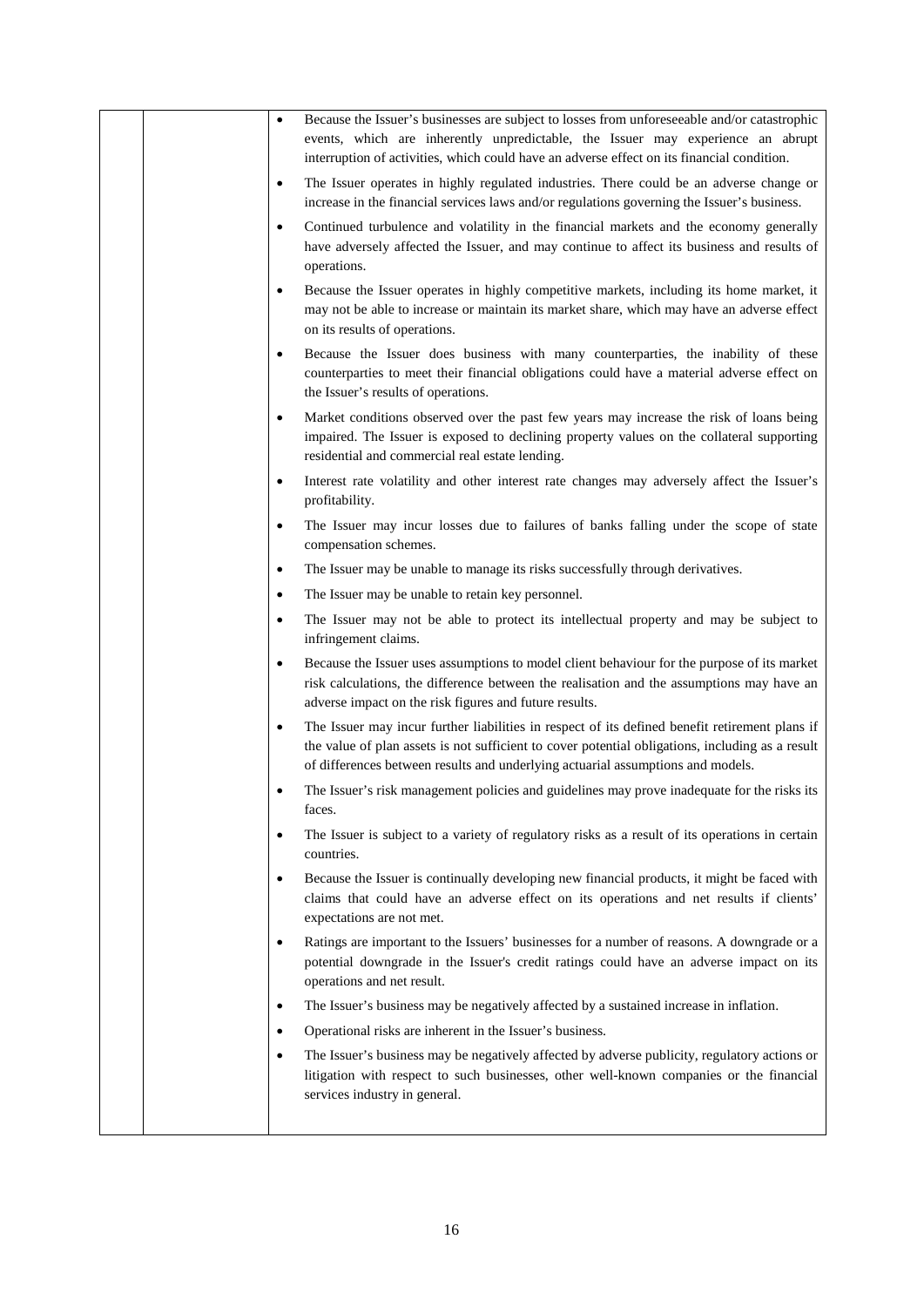| | | • Because the Issuer's businesses are subject to losses from unforeseeable and/or catastrophic events, which are inherently unpredictable, the Issuer may experience an abrupt interruption of activities, which could have an adverse effect on its financial condition.<br>• The Issuer operates in highly regulated industries. There could be an adverse change or increase in the financial services laws and/or regulations governing the Issuer's business.<br>• Continued turbulence and volatility in the financial markets and the economy generally have adversely affected the Issuer, and may continue to affect its business and results of operations.<br>• Because the Issuer operates in highly competitive markets, including its home market, it may not be able to increase or maintain its market share, which may have an adverse effect on its results of operations.<br>• Because the Issuer does business with many counterparties, the inability of these counterparties to meet their financial obligations could have a material adverse effect on the Issuer's results of operations.<br>• Market conditions observed over the past few years may increase the risk of loans being impaired. The Issuer is exposed to declining property values on the collateral supporting residential and commercial real estate lending.<br>• Interest rate volatility and other interest rate changes may adversely affect the Issuer's profitability.<br>• The Issuer may incur losses due to failures of banks falling under the scope of state compensation schemes.<br>• The Issuer may be unable to manage its risks successfully through derivatives.<br>• The Issuer may be unable to retain key personnel.<br>• The Issuer may not be able to protect its intellectual property and may be subject to infringement claims.<br>• Because the Issuer uses assumptions to model client behaviour for the purpose of its market risk calculations, the difference between the realisation and the assumptions may have an adverse impact on the risk figures and future results.<br>• The Issuer may incur further liabilities in respect of its defined benefit retirement plans if the value of plan assets is not sufficient to cover potential obligations, including as a result of differences between results and underlying actuarial assumptions and models.<br>• The Issuer's risk management policies and guidelines may prove inadequate for the risks its faces.<br>• The Issuer is subject to a variety of regulatory risks as a result of its operations in certain countries.<br>• Because the Issuer is continually developing new financial products, it might be faced with claims that could have an adverse effect on its operations and net results if clients' expectations are not met.<br>• Ratings are important to the Issuers' businesses for a number of reasons. A downgrade or a potential downgrade in the Issuer's credit ratings could have an adverse impact on its operations and net result.<br>• The Issuer's business may be negatively affected by a sustained increase in inflation.<br>• Operational risks are inherent in the Issuer's business.<br>• The Issuer's business may be negatively affected by adverse publicity, regulatory actions or litigation with respect to such businesses, other well-known companies or the financial services industry in general. |
|---|---|---|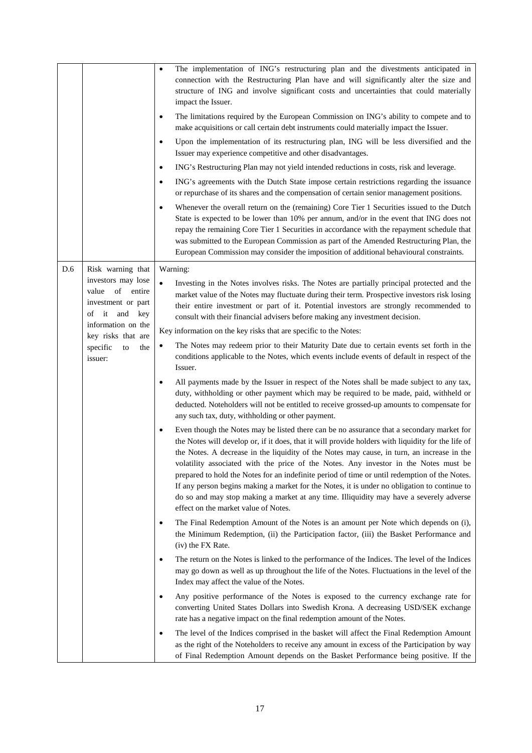| | | |
|---|---|---|
| | | • The implementation of ING's restructuring plan and the divestments anticipated in connection with the Restructuring Plan have and will significantly alter the size and structure of ING and involve significant costs and uncertainties that could materially impact the Issuer.<br>• The limitations required by the European Commission on ING's ability to compete and to make acquisitions or call certain debt instruments could materially impact the Issuer.<br>• Upon the implementation of its restructuring plan, ING will be less diversified and the Issuer may experience competitive and other disadvantages.<br>• ING's Restructuring Plan may not yield intended reductions in costs, risk and leverage.<br>• ING's agreements with the Dutch State impose certain restrictions regarding the issuance or repurchase of its shares and the compensation of certain senior management positions.<br>• Whenever the overall return on the (remaining) Core Tier 1 Securities issued to the Dutch State is expected to be lower than 10% per annum, and/or in the event that ING does not repay the remaining Core Tier 1 Securities in accordance with the repayment schedule that was submitted to the European Commission as part of the Amended Restructuring Plan, the European Commission may consider the imposition of additional behavioural constraints. |
| D.6 | Risk warning that investors may lose value of entire investment or part of it and key information on the key risks that are specific to the issuer: | Warning:<br>• Investing in the Notes involves risks. The Notes are partially principal protected and the market value of the Notes may fluctuate during their term. Prospective investors risk losing their entire investment or part of it. Potential investors are strongly recommended to consult with their financial advisers before making any investment decision.<br>Key information on the key risks that are specific to the Notes:<br>• The Notes may redeem prior to their Maturity Date due to certain events set forth in the conditions applicable to the Notes, which events include events of default in respect of the Issuer.<br>• All payments made by the Issuer in respect of the Notes shall be made subject to any tax, duty, withholding or other payment which may be required to be made, paid, withheld or deducted. Noteholders will not be entitled to receive grossed-up amounts to compensate for any such tax, duty, withholding or other payment.<br>• Even though the Notes may be listed there can be no assurance that a secondary market for the Notes will develop or, if it does, that it will provide holders with liquidity for the life of the Notes. A decrease in the liquidity of the Notes may cause, in turn, an increase in the volatility associated with the price of the Notes. Any investor in the Notes must be prepared to hold the Notes for an indefinite period of time or until redemption of the Notes. If any person begins making a market for the Notes, it is under no obligation to continue to do so and may stop making a market at any time. Illiquidity may have a severely adverse effect on the market value of Notes.<br>• The Final Redemption Amount of the Notes is an amount per Note which depends on (i), the Minimum Redemption, (ii) the Participation factor, (iii) the Basket Performance and (iv) the FX Rate.<br>• The return on the Notes is linked to the performance of the Indices. The level of the Indices may go down as well as up throughout the life of the Notes. Fluctuations in the level of the Index may affect the value of the Notes.<br>• Any positive performance of the Notes is exposed to the currency exchange rate for converting United States Dollars into Swedish Krona. A decreasing USD/SEK exchange rate has a negative impact on the final redemption amount of the Notes.<br>• The level of the Indices comprised in the basket will affect the Final Redemption Amount as the right of the Noteholders to receive any amount in excess of the Participation by way of Final Redemption Amount depends on the Basket Performance being positive. If the |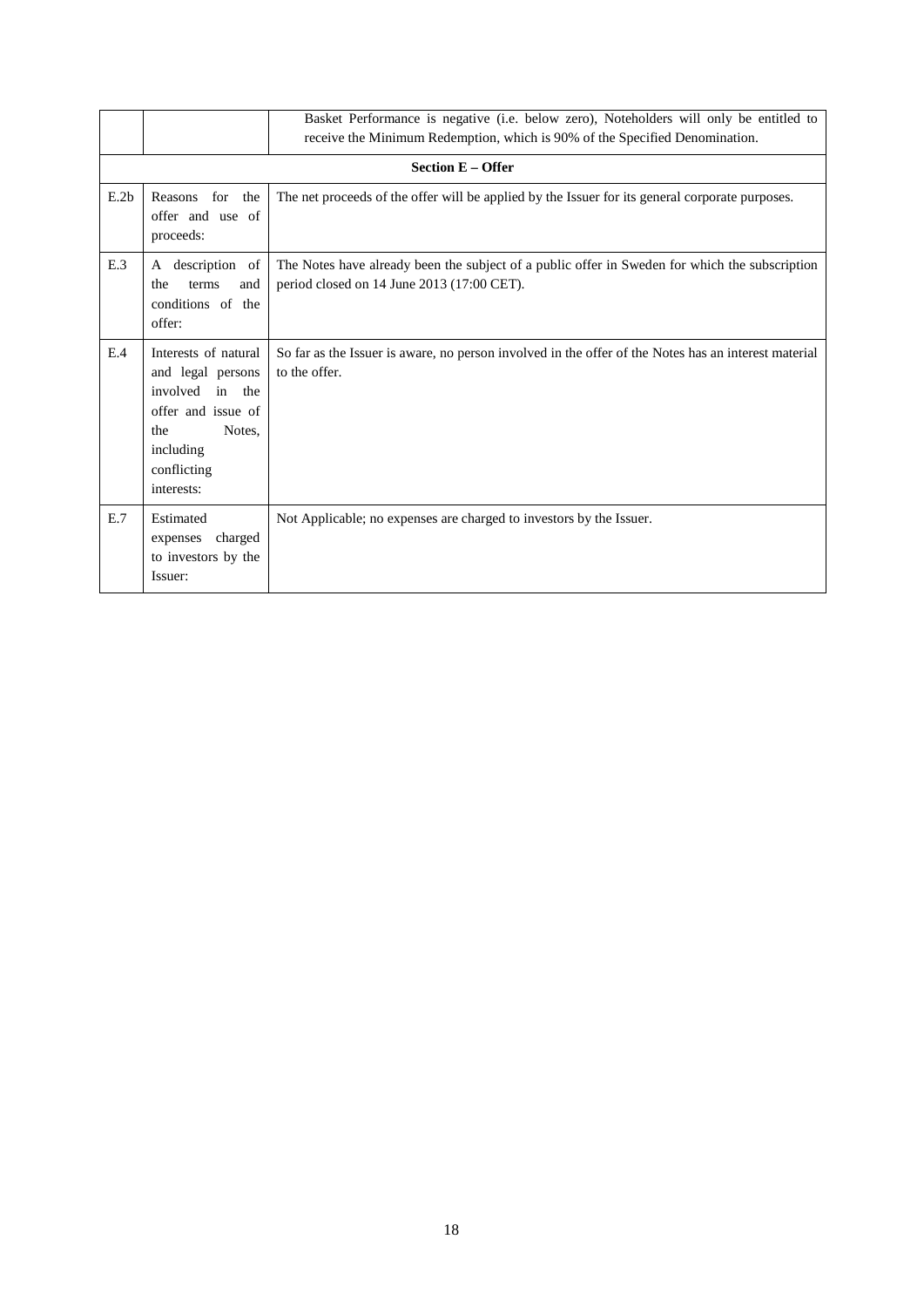| | | |
|---|---|---|
| | | Basket Performance is negative (i.e. below zero), Noteholders will only be entitled to receive the Minimum Redemption, which is 90% of the Specified Denomination. |
| | | **Section E – Offer** |
| E.2b | Reasons for the offer and use of proceeds: | The net proceeds of the offer will be applied by the Issuer for its general corporate purposes. |
| E.3 | A description of the terms and conditions of the offer: | The Notes have already been the subject of a public offer in Sweden for which the subscription period closed on 14 June 2013 (17:00 CET). |
| E.4 | Interests of natural and legal persons involved in the offer and issue of the Notes, including conflicting interests: | So far as the Issuer is aware, no person involved in the offer of the Notes has an interest material to the offer. |
| E.7 | Estimated expenses charged to investors by the Issuer: | Not Applicable; no expenses are charged to investors by the Issuer. |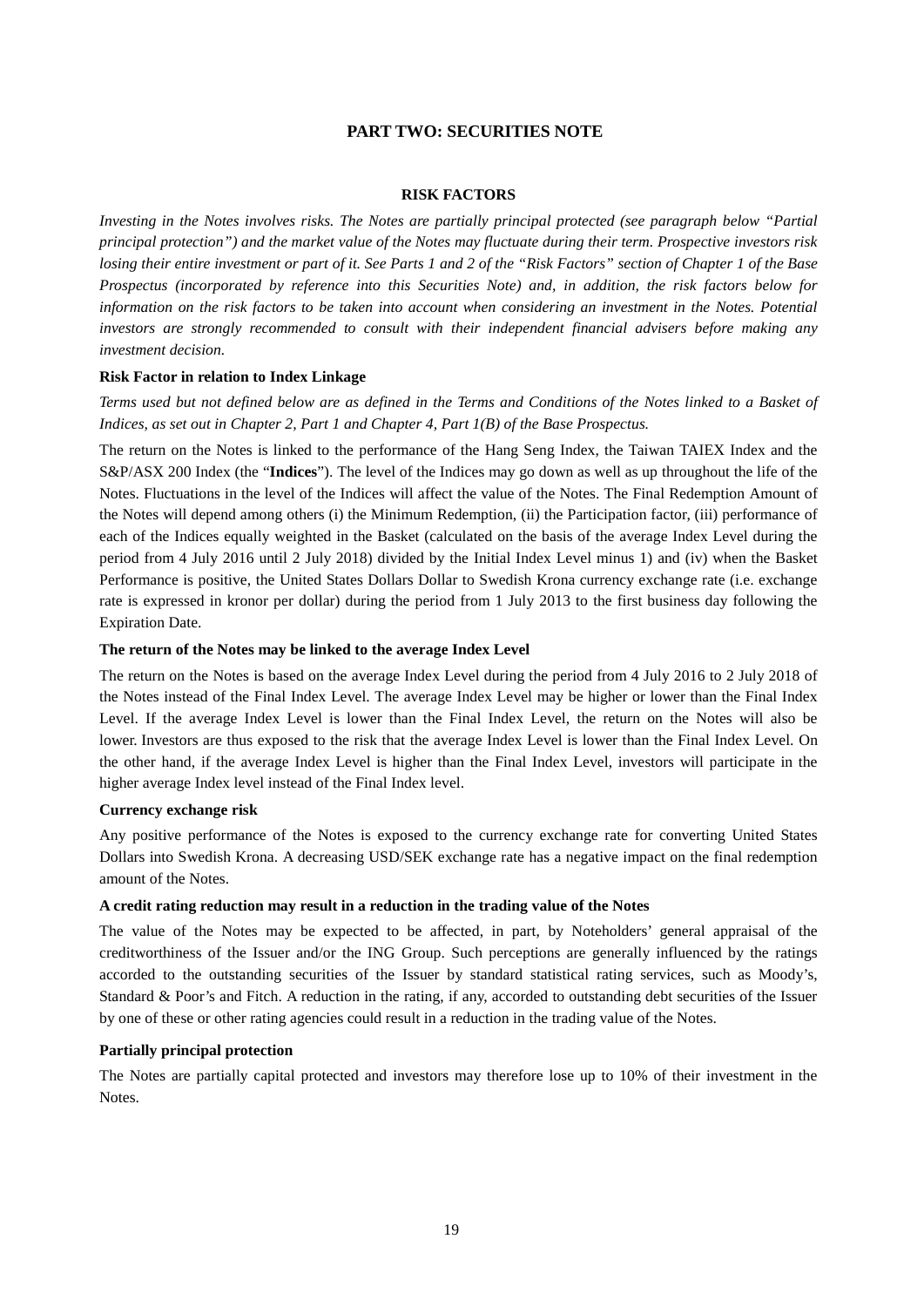# PART TWO: SECURITIES NOTE

## RISK FACTORS

*Investing in the Notes involves risks. The Notes are partially principal protected (see paragraph below "Partial principal protection") and the market value of the Notes may fluctuate during their term. Prospective investors risk losing their entire investment or part of it. See Parts 1 and 2 of the "Risk Factors" section of Chapter 1 of the Base Prospectus (incorporated by reference into this Securities Note) and, in addition, the risk factors below for information on the risk factors to be taken into account when considering an investment in the Notes. Potential investors are strongly recommended to consult with their independent financial advisers before making any investment decision.*

**Risk Factor in relation to Index Linkage**

*Terms used but not defined below are as defined in the Terms and Conditions of the Notes linked to a Basket of Indices, as set out in Chapter 2, Part 1 and Chapter 4, Part 1(B) of the Base Prospectus.*

The return on the Notes is linked to the performance of the Hang Seng Index, the Taiwan TAIEX Index and the S&P/ASX 200 Index (the "**Indices**"). The level of the Indices may go down as well as up throughout the life of the Notes. Fluctuations in the level of the Indices will affect the value of the Notes. The Final Redemption Amount of the Notes will depend among others (i) the Minimum Redemption, (ii) the Participation factor, (iii) performance of each of the Indices equally weighted in the Basket (calculated on the basis of the average Index Level during the period from 4 July 2016 until 2 July 2018) divided by the Initial Index Level minus 1) and (iv) when the Basket Performance is positive, the United States Dollars Dollar to Swedish Krona currency exchange rate (i.e. exchange rate is expressed in kronor per dollar) during the period from 1 July 2013 to the first business day following the Expiration Date.

**The return of the Notes may be linked to the average Index Level**

The return on the Notes is based on the average Index Level during the period from 4 July 2016 to 2 July 2018 of the Notes instead of the Final Index Level. The average Index Level may be higher or lower than the Final Index Level. If the average Index Level is lower than the Final Index Level, the return on the Notes will also be lower. Investors are thus exposed to the risk that the average Index Level is lower than the Final Index Level. On the other hand, if the average Index Level is higher than the Final Index Level, investors will participate in the higher average Index level instead of the Final Index level.

**Currency exchange risk**

Any positive performance of the Notes is exposed to the currency exchange rate for converting United States Dollars into Swedish Krona. A decreasing USD/SEK exchange rate has a negative impact on the final redemption amount of the Notes.

**A credit rating reduction may result in a reduction in the trading value of the Notes**

The value of the Notes may be expected to be affected, in part, by Noteholders' general appraisal of the creditworthiness of the Issuer and/or the ING Group. Such perceptions are generally influenced by the ratings accorded to the outstanding securities of the Issuer by standard statistical rating services, such as Moody's, Standard & Poor's and Fitch. A reduction in the rating, if any, accorded to outstanding debt securities of the Issuer by one of these or other rating agencies could result in a reduction in the trading value of the Notes.

**Partially principal protection**

The Notes are partially capital protected and investors may therefore lose up to 10% of their investment in the Notes.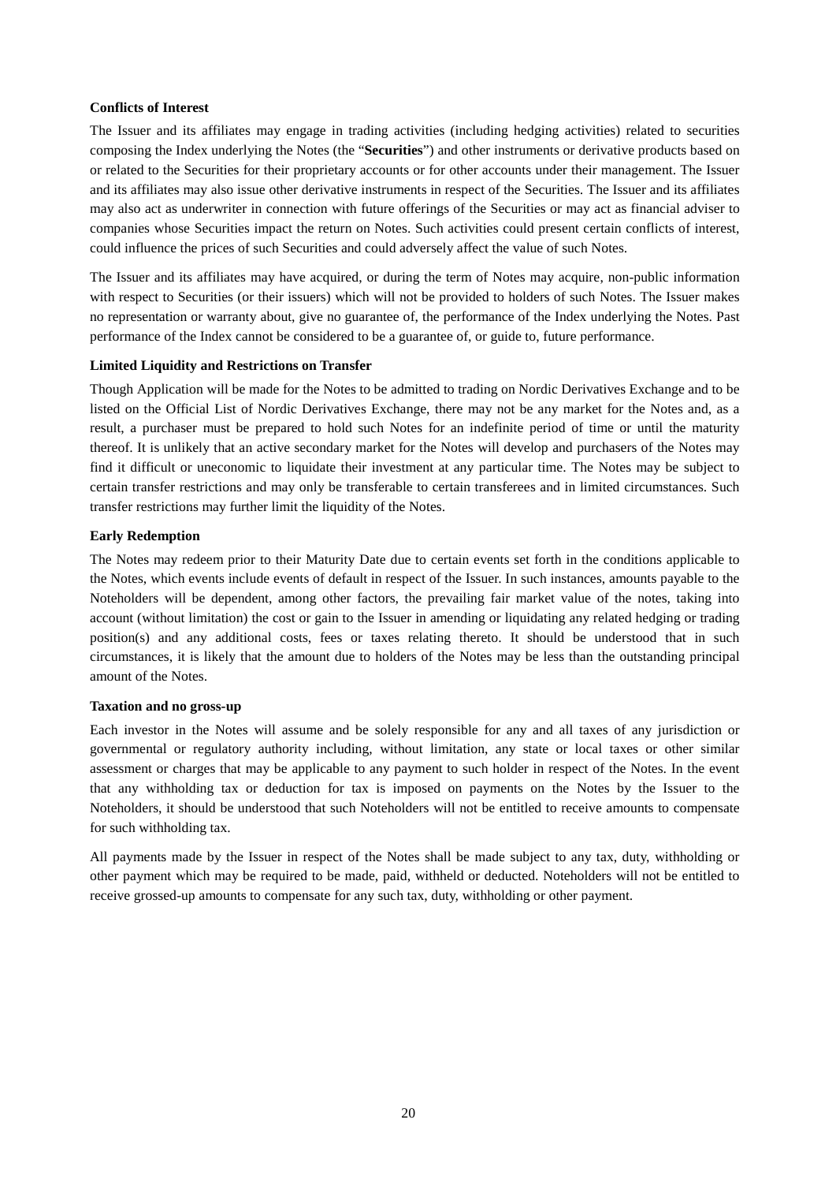**Conflicts of Interest**

The Issuer and its affiliates may engage in trading activities (including hedging activities) related to securities composing the Index underlying the Notes (the "**Securities**") and other instruments or derivative products based on or related to the Securities for their proprietary accounts or for other accounts under their management. The Issuer and its affiliates may also issue other derivative instruments in respect of the Securities. The Issuer and its affiliates may also act as underwriter in connection with future offerings of the Securities or may act as financial adviser to companies whose Securities impact the return on Notes. Such activities could present certain conflicts of interest, could influence the prices of such Securities and could adversely affect the value of such Notes.

The Issuer and its affiliates may have acquired, or during the term of Notes may acquire, non-public information with respect to Securities (or their issuers) which will not be provided to holders of such Notes. The Issuer makes no representation or warranty about, give no guarantee of, the performance of the Index underlying the Notes. Past performance of the Index cannot be considered to be a guarantee of, or guide to, future performance.

**Limited Liquidity and Restrictions on Transfer**

Though Application will be made for the Notes to be admitted to trading on Nordic Derivatives Exchange and to be listed on the Official List of Nordic Derivatives Exchange, there may not be any market for the Notes and, as a result, a purchaser must be prepared to hold such Notes for an indefinite period of time or until the maturity thereof. It is unlikely that an active secondary market for the Notes will develop and purchasers of the Notes may find it difficult or uneconomic to liquidate their investment at any particular time. The Notes may be subject to certain transfer restrictions and may only be transferable to certain transferees and in limited circumstances. Such transfer restrictions may further limit the liquidity of the Notes.

**Early Redemption**

The Notes may redeem prior to their Maturity Date due to certain events set forth in the conditions applicable to the Notes, which events include events of default in respect of the Issuer. In such instances, amounts payable to the Noteholders will be dependent, among other factors, the prevailing fair market value of the notes, taking into account (without limitation) the cost or gain to the Issuer in amending or liquidating any related hedging or trading position(s) and any additional costs, fees or taxes relating thereto. It should be understood that in such circumstances, it is likely that the amount due to holders of the Notes may be less than the outstanding principal amount of the Notes.

**Taxation and no gross-up**

Each investor in the Notes will assume and be solely responsible for any and all taxes of any jurisdiction or governmental or regulatory authority including, without limitation, any state or local taxes or other similar assessment or charges that may be applicable to any payment to such holder in respect of the Notes. In the event that any withholding tax or deduction for tax is imposed on payments on the Notes by the Issuer to the Noteholders, it should be understood that such Noteholders will not be entitled to receive amounts to compensate for such withholding tax.

All payments made by the Issuer in respect of the Notes shall be made subject to any tax, duty, withholding or other payment which may be required to be made, paid, withheld or deducted. Noteholders will not be entitled to receive grossed-up amounts to compensate for any such tax, duty, withholding or other payment.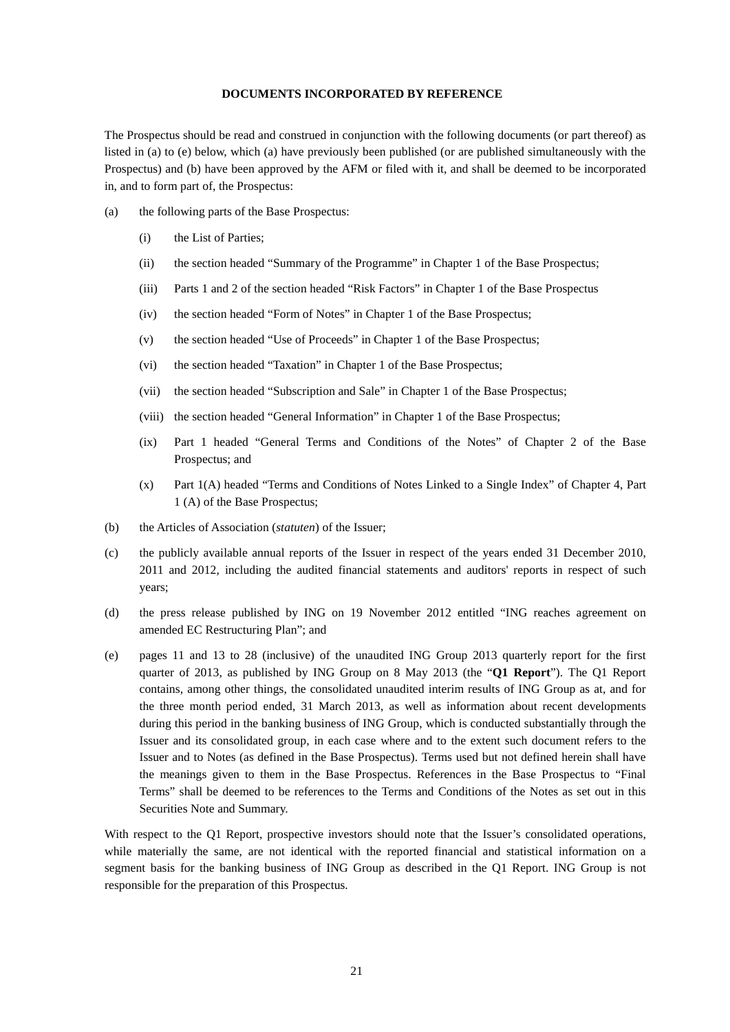## DOCUMENTS INCORPORATED BY REFERENCE

The Prospectus should be read and construed in conjunction with the following documents (or part thereof) as listed in (a) to (e) below, which (a) have previously been published (or are published simultaneously with the Prospectus) and (b) have been approved by the AFM or filed with it, and shall be deemed to be incorporated in, and to form part of, the Prospectus:

(a) the following parts of the Base Prospectus:

  (i) the List of Parties;

  (ii) the section headed "Summary of the Programme" in Chapter 1 of the Base Prospectus;

  (iii) Parts 1 and 2 of the section headed "Risk Factors" in Chapter 1 of the Base Prospectus

  (iv) the section headed "Form of Notes" in Chapter 1 of the Base Prospectus;

  (v) the section headed "Use of Proceeds" in Chapter 1 of the Base Prospectus;

  (vi) the section headed "Taxation" in Chapter 1 of the Base Prospectus;

  (vii) the section headed "Subscription and Sale" in Chapter 1 of the Base Prospectus;

  (viii) the section headed "General Information" in Chapter 1 of the Base Prospectus;

  (ix) Part 1 headed "General Terms and Conditions of the Notes" of Chapter 2 of the Base Prospectus; and

  (x) Part 1(A) headed "Terms and Conditions of Notes Linked to a Single Index" of Chapter 4, Part 1 (A) of the Base Prospectus;

(b) the Articles of Association (*statuten*) of the Issuer;

(c) the publicly available annual reports of the Issuer in respect of the years ended 31 December 2010, 2011 and 2012, including the audited financial statements and auditors' reports in respect of such years;

(d) the press release published by ING on 19 November 2012 entitled "ING reaches agreement on amended EC Restructuring Plan"; and

(e) pages 11 and 13 to 28 (inclusive) of the unaudited ING Group 2013 quarterly report for the first quarter of 2013, as published by ING Group on 8 May 2013 (the "**Q1 Report**"). The Q1 Report contains, among other things, the consolidated unaudited interim results of ING Group as at, and for the three month period ended, 31 March 2013, as well as information about recent developments during this period in the banking business of ING Group, which is conducted substantially through the Issuer and its consolidated group, in each case where and to the extent such document refers to the Issuer and to Notes (as defined in the Base Prospectus). Terms used but not defined herein shall have the meanings given to them in the Base Prospectus. References in the Base Prospectus to "Final Terms" shall be deemed to be references to the Terms and Conditions of the Notes as set out in this Securities Note and Summary.

With respect to the Q1 Report, prospective investors should note that the Issuer's consolidated operations, while materially the same, are not identical with the reported financial and statistical information on a segment basis for the banking business of ING Group as described in the Q1 Report. ING Group is not responsible for the preparation of this Prospectus.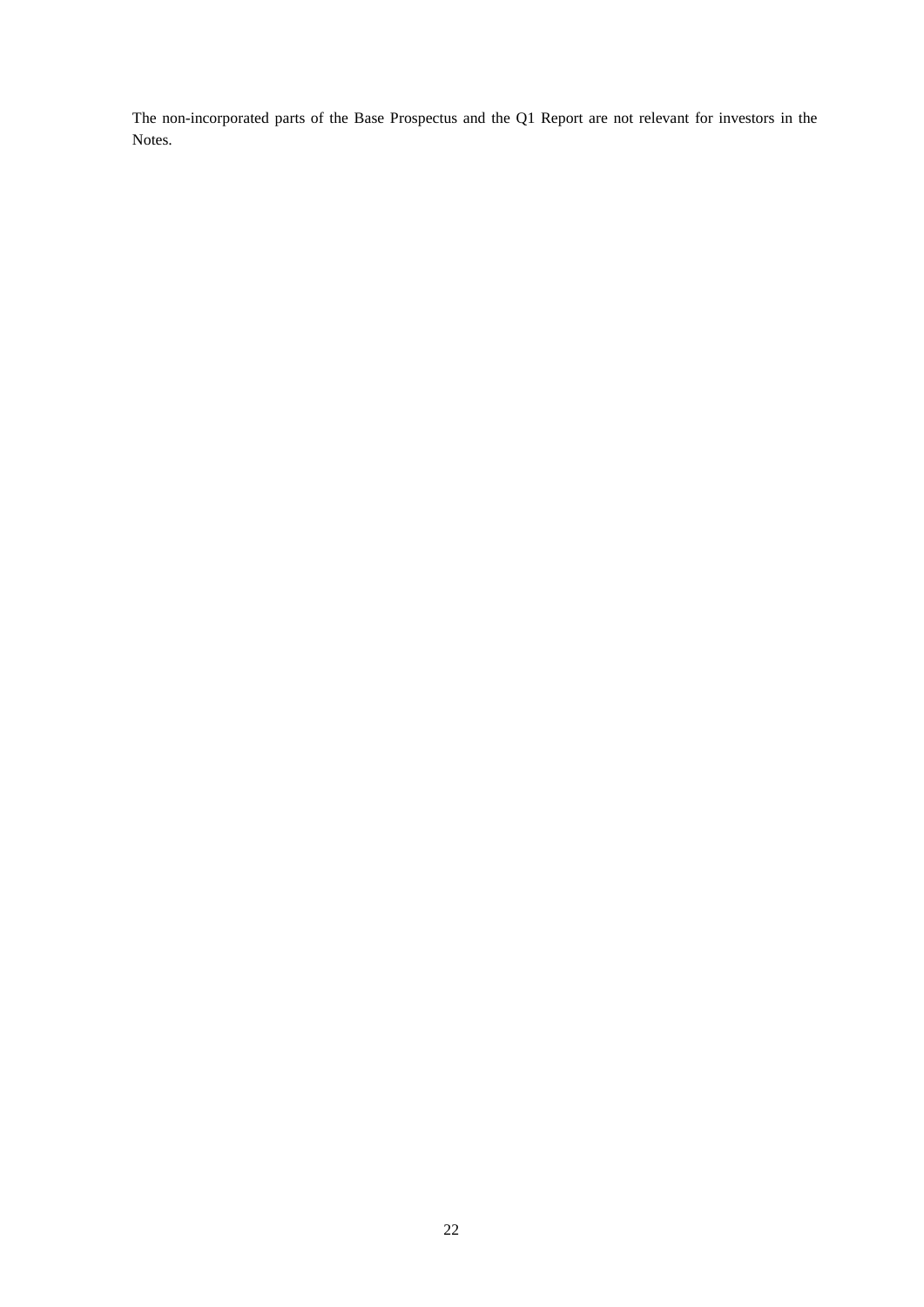The non-incorporated parts of the Base Prospectus and the Q1 Report are not relevant for investors in the Notes.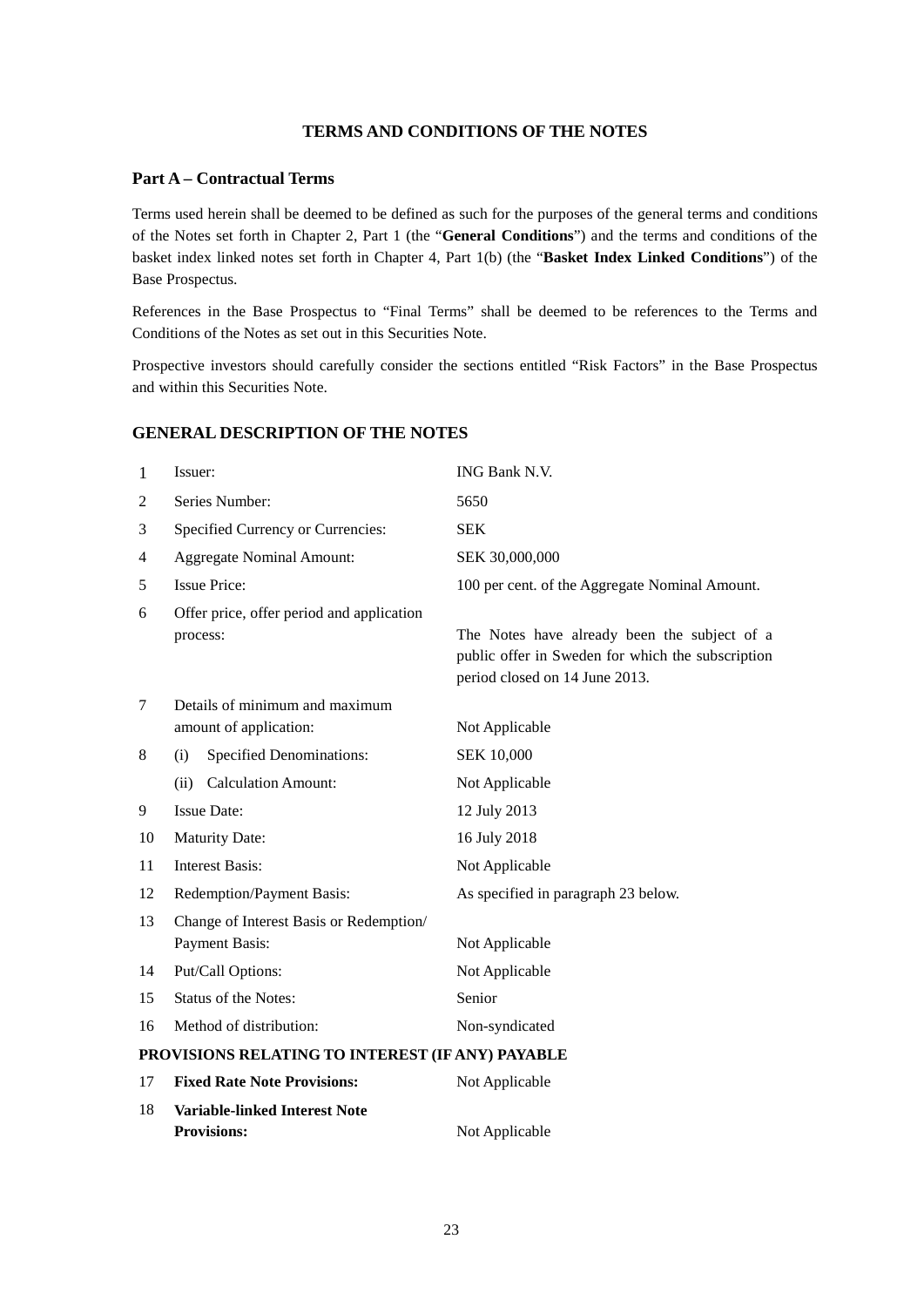# TERMS AND CONDITIONS OF THE NOTES

## Part A – Contractual Terms

Terms used herein shall be deemed to be defined as such for the purposes of the general terms and conditions of the Notes set forth in Chapter 2, Part 1 (the "**General Conditions**") and the terms and conditions of the basket index linked notes set forth in Chapter 4, Part 1(b) (the "**Basket Index Linked Conditions**") of the Base Prospectus.

References in the Base Prospectus to "Final Terms" shall be deemed to be references to the Terms and Conditions of the Notes as set out in this Securities Note.

Prospective investors should carefully consider the sections entitled "Risk Factors" in the Base Prospectus and within this Securities Note.

## GENERAL DESCRIPTION OF THE NOTES

| | | |
|---|---|---|
| 1 | Issuer: | ING Bank N.V. |
| 2 | Series Number: | 5650 |
| 3 | Specified Currency or Currencies: | SEK |
| 4 | Aggregate Nominal Amount: | SEK 30,000,000 |
| 5 | Issue Price: | 100 per cent. of the Aggregate Nominal Amount. |
| 6 | Offer price, offer period and application process: | The Notes have already been the subject of a public offer in Sweden for which the subscription period closed on 14 June 2013. |
| 7 | Details of minimum and maximum amount of application: | Not Applicable |
| 8 | (i) Specified Denominations: | SEK 10,000 |
| | (ii) Calculation Amount: | Not Applicable |
| 9 | Issue Date: | 12 July 2013 |
| 10 | Maturity Date: | 16 July 2018 |
| 11 | Interest Basis: | Not Applicable |
| 12 | Redemption/Payment Basis: | As specified in paragraph 23 below. |
| 13 | Change of Interest Basis or Redemption/ Payment Basis: | Not Applicable |
| 14 | Put/Call Options: | Not Applicable |
| 15 | Status of the Notes: | Senior |
| 16 | Method of distribution: | Non-syndicated |

**PROVISIONS RELATING TO INTEREST (IF ANY) PAYABLE**

| | | |
|---|---|---|
| 17 | **Fixed Rate Note Provisions:** | Not Applicable |
| 18 | **Variable-linked Interest Note Provisions:** | Not Applicable |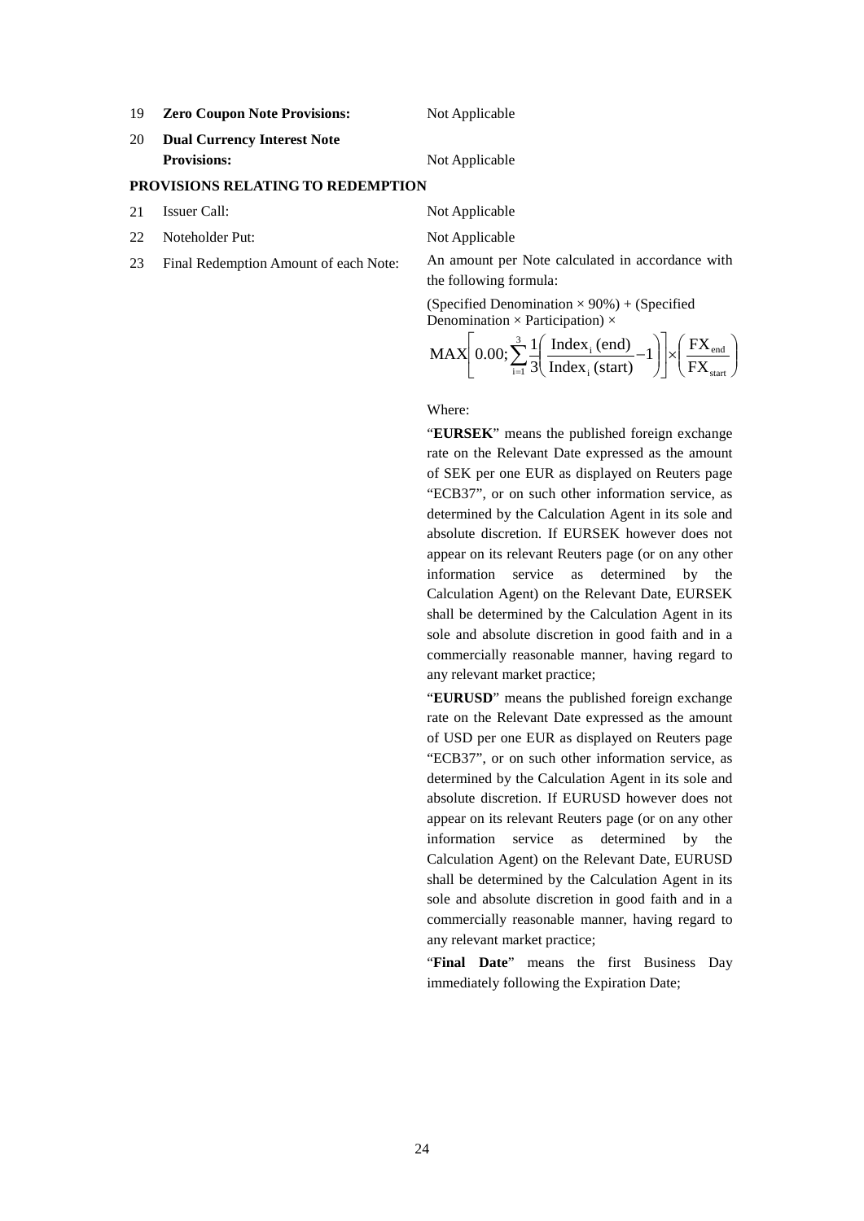19 **Zero Coupon Note Provisions:** Not Applicable

20 **Dual Currency Interest Note Provisions:** Not Applicable

**PROVISIONS RELATING TO REDEMPTION**

21 Issuer Call: Not Applicable

22 Noteholder Put: Not Applicable

23 Final Redemption Amount of each Note: An amount per Note calculated in accordance with the following formula:

(Specified Denomination × 90%) + (Specified Denomination × Participation) ×

$$\text{MAX}\left[0.00;\sum_{i=1}^{3}\frac{1}{3}\left(\frac{\text{Index}_i\text{ (end)}}{\text{Index}_i\text{ (start)}}-1\right)\right]\times\left(\frac{\text{FX}_{\text{end}}}{\text{FX}_{\text{start}}}\right)$$

Where:

"**EURSEK**" means the published foreign exchange rate on the Relevant Date expressed as the amount of SEK per one EUR as displayed on Reuters page "ECB37", or on such other information service, as determined by the Calculation Agent in its sole and absolute discretion. If EURSEK however does not appear on its relevant Reuters page (or on any other information service as determined by the Calculation Agent) on the Relevant Date, EURSEK shall be determined by the Calculation Agent in its sole and absolute discretion in good faith and in a commercially reasonable manner, having regard to any relevant market practice;

"**EURUSD**" means the published foreign exchange rate on the Relevant Date expressed as the amount of USD per one EUR as displayed on Reuters page "ECB37", or on such other information service, as determined by the Calculation Agent in its sole and absolute discretion. If EURUSD however does not appear on its relevant Reuters page (or on any other information service as determined by the Calculation Agent) on the Relevant Date, EURUSD shall be determined by the Calculation Agent in its sole and absolute discretion in good faith and in a commercially reasonable manner, having regard to any relevant market practice;

"**Final Date**" means the first Business Day immediately following the Expiration Date;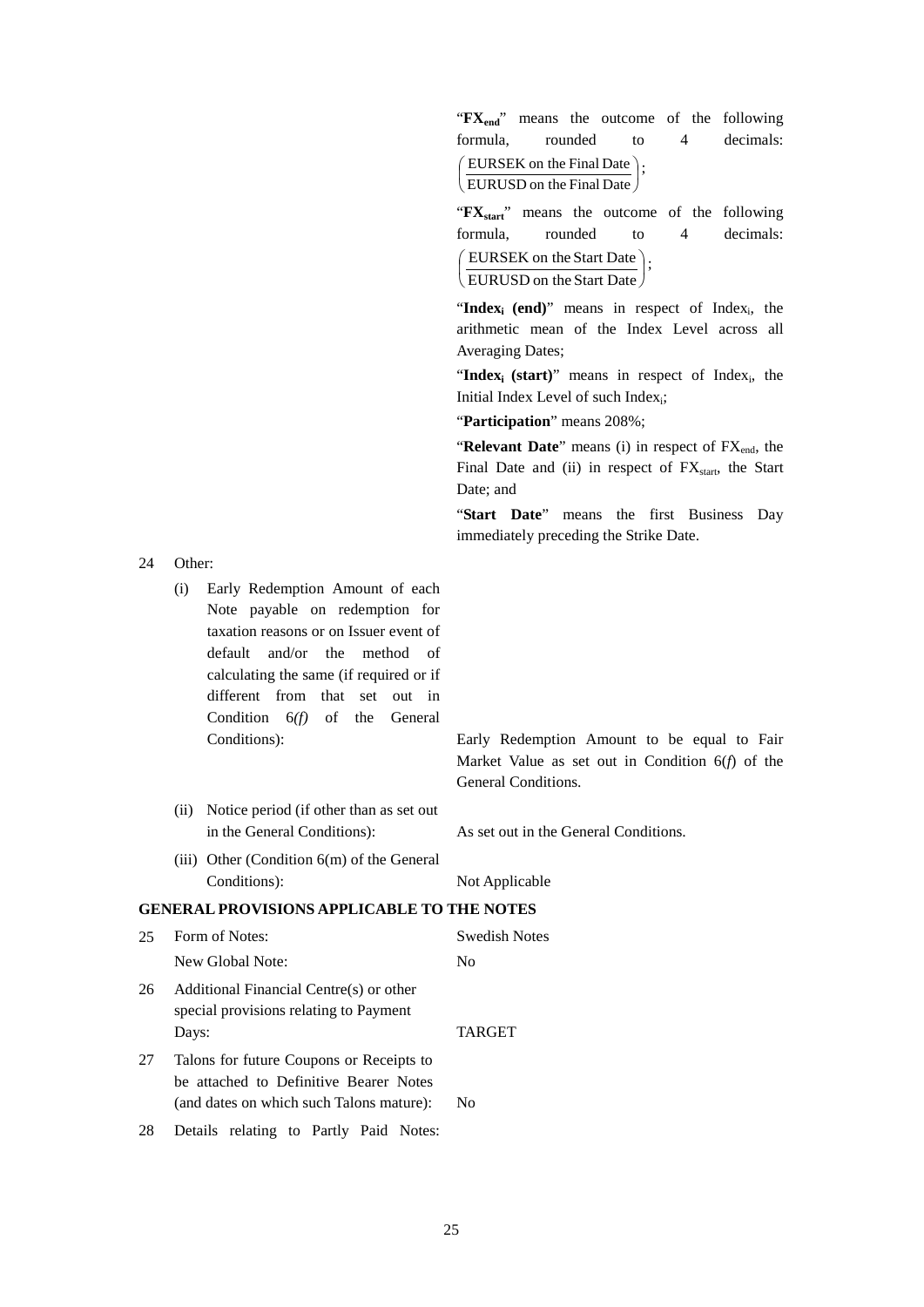"$FX_{end}$" means the outcome of the following formula, rounded to 4 decimals: $\left(\frac{\text{EURSEK on the Final Date}}{\text{EURUSD on the Final Date}}\right)$;

"$FX_{start}$" means the outcome of the following formula, rounded to 4 decimals: $\left(\frac{\text{EURSEK on the Start Date}}{\text{EURUSD on the Start Date}}\right)$;

"**$Index_i$ (end)**" means in respect of $Index_i$, the arithmetic mean of the Index Level across all Averaging Dates;

"**$Index_i$ (start)**" means in respect of $Index_i$, the Initial Index Level of such $Index_i$;

"**Participation**" means 208%;

"**Relevant Date**" means (i) in respect of $FX_{end}$, the Final Date and (ii) in respect of $FX_{start}$, the Start Date; and

"**Start Date**" means the first Business Day immediately preceding the Strike Date.

24 Other:

| | |
|---|---|
| (i) Early Redemption Amount of each Note payable on redemption for taxation reasons or on Issuer event of default and/or the method of calculating the same (if required or if different from that set out in Condition 6*(f)* of the General Conditions): | Early Redemption Amount to be equal to Fair Market Value as set out in Condition 6(*f*) of the General Conditions. |
| (ii) Notice period (if other than as set out in the General Conditions): | As set out in the General Conditions. |
| (iii) Other (Condition 6(m) of the General Conditions): | Not Applicable |

**GENERAL PROVISIONS APPLICABLE TO THE NOTES**

| | | |
|---|---|---|
| 25 | Form of Notes: | Swedish Notes |
| | New Global Note: | No |
| 26 | Additional Financial Centre(s) or other special provisions relating to Payment Days: | TARGET |
| 27 | Talons for future Coupons or Receipts to be attached to Definitive Bearer Notes (and dates on which such Talons mature): | No |
| 28 | Details relating to Partly Paid Notes: | |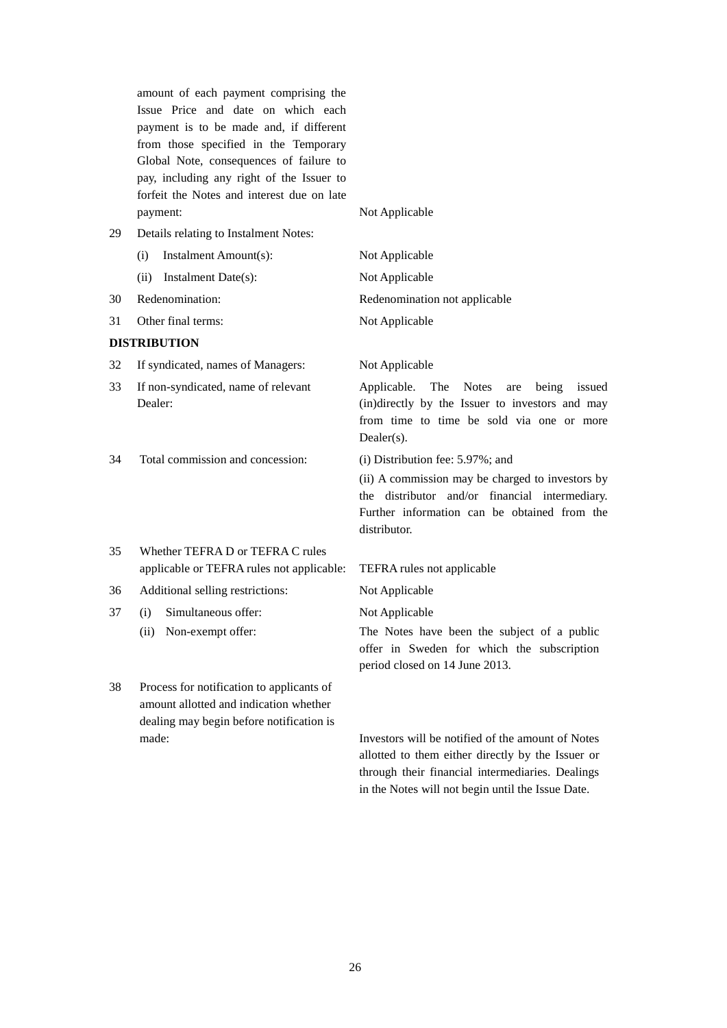| | | |
|---|---|---|
| | amount of each payment comprising the Issue Price and date on which each payment is to be made and, if different from those specified in the Temporary Global Note, consequences of failure to pay, including any right of the Issuer to forfeit the Notes and interest due on late payment: | Not Applicable |
| 29 | Details relating to Instalment Notes: | |
| | (i) Instalment Amount(s): | Not Applicable |
| | (ii) Instalment Date(s): | Not Applicable |
| 30 | Redenomination: | Redenomination not applicable |
| 31 | Other final terms: | Not Applicable |

**DISTRIBUTION**

| | | |
|---|---|---|
| 32 | If syndicated, names of Managers: | Not Applicable |
| 33 | If non-syndicated, name of relevant Dealer: | Applicable. The Notes are being issued (in)directly by the Issuer to investors and may from time to time be sold via one or more Dealer(s). |
| 34 | Total commission and concession: | (i) Distribution fee: 5.97%; and<br>(ii) A commission may be charged to investors by the distributor and/or financial intermediary. Further information can be obtained from the distributor. |
| 35 | Whether TEFRA D or TEFRA C rules applicable or TEFRA rules not applicable: | TEFRA rules not applicable |
| 36 | Additional selling restrictions: | Not Applicable |
| 37 | (i) Simultaneous offer: | Not Applicable |
| | (ii) Non-exempt offer: | The Notes have been the subject of a public offer in Sweden for which the subscription period closed on 14 June 2013. |
| 38 | Process for notification to applicants of amount allotted and indication whether dealing may begin before notification is made: | Investors will be notified of the amount of Notes allotted to them either directly by the Issuer or through their financial intermediaries. Dealings in the Notes will not begin until the Issue Date. |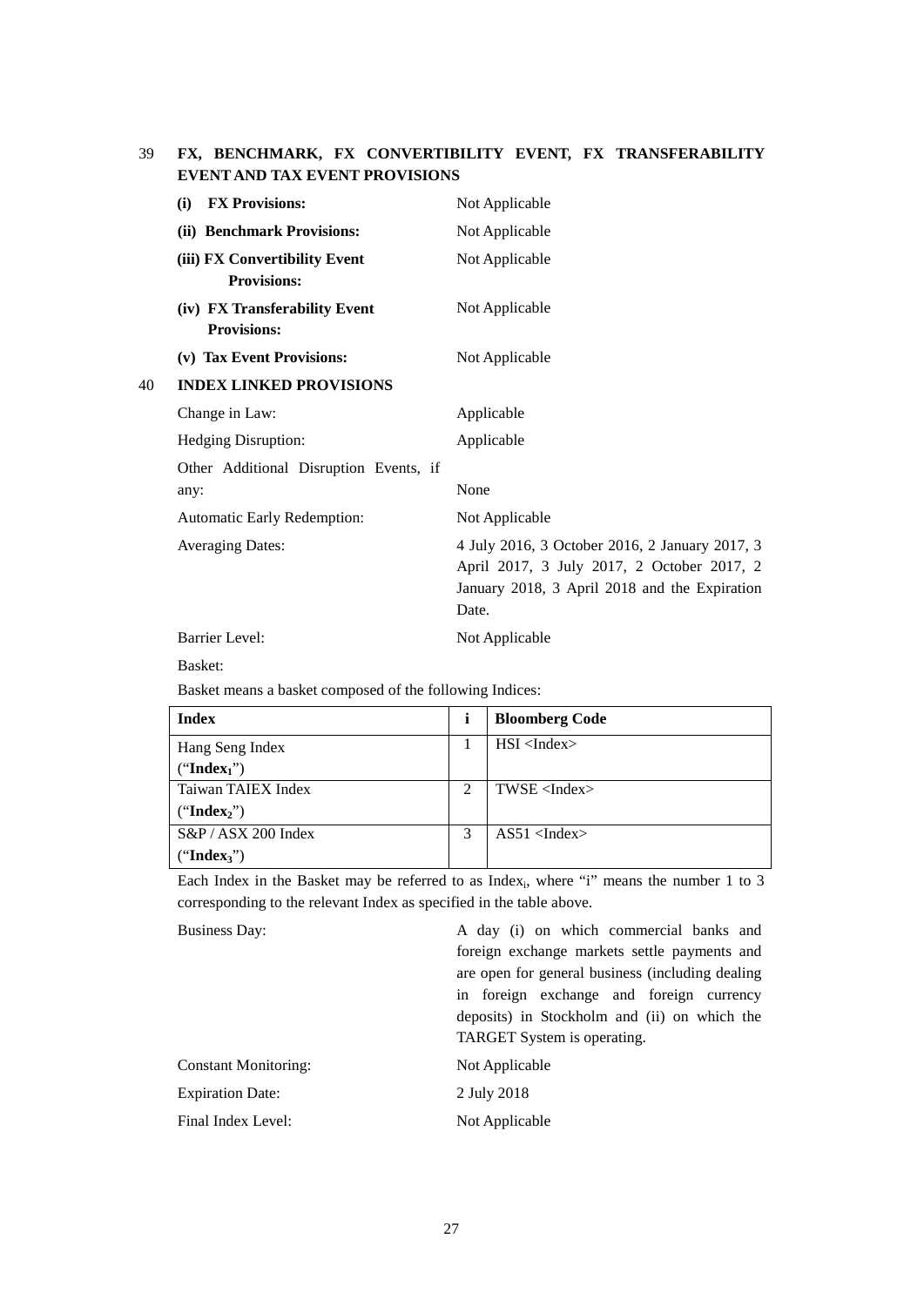## 39 FX, BENCHMARK, FX CONVERTIBILITY EVENT, FX TRANSFERABILITY EVENT AND TAX EVENT PROVISIONS

| | |
|---|---|
| **(i) FX Provisions:** | Not Applicable |
| **(ii) Benchmark Provisions:** | Not Applicable |
| **(iii) FX Convertibility Event Provisions:** | Not Applicable |
| **(iv) FX Transferability Event Provisions:** | Not Applicable |
| **(v) Tax Event Provisions:** | Not Applicable |

## 40 INDEX LINKED PROVISIONS

| | |
|---|---|
| Change in Law: | Applicable |
| Hedging Disruption: | Applicable |
| Other Additional Disruption Events, if any: | None |
| Automatic Early Redemption: | Not Applicable |
| Averaging Dates: | 4 July 2016, 3 October 2016, 2 January 2017, 3 April 2017, 3 July 2017, 2 October 2017, 2 January 2018, 3 April 2018 and the Expiration Date. |
| Barrier Level: | Not Applicable |

Basket:

Basket means a basket composed of the following Indices:

| Index | i | Bloomberg Code |
|---|---|---|
| Hang Seng Index ("**$\text{Index}_1$**") | 1 | HSI <Index> |
| Taiwan TAIEX Index ("**$\text{Index}_2$**") | 2 | TWSE <Index> |
| S&P / ASX 200 Index ("**$\text{Index}_3$**") | 3 | AS51 <Index> |

Each Index in the Basket may be referred to as $\text{Index}_i$, where "i" means the number 1 to 3 corresponding to the relevant Index as specified in the table above.

| | |
|---|---|
| Business Day: | A day (i) on which commercial banks and foreign exchange markets settle payments and are open for general business (including dealing in foreign exchange and foreign currency deposits) in Stockholm and (ii) on which the TARGET System is operating. |
| Constant Monitoring: | Not Applicable |
| Expiration Date: | 2 July 2018 |
| Final Index Level: | Not Applicable |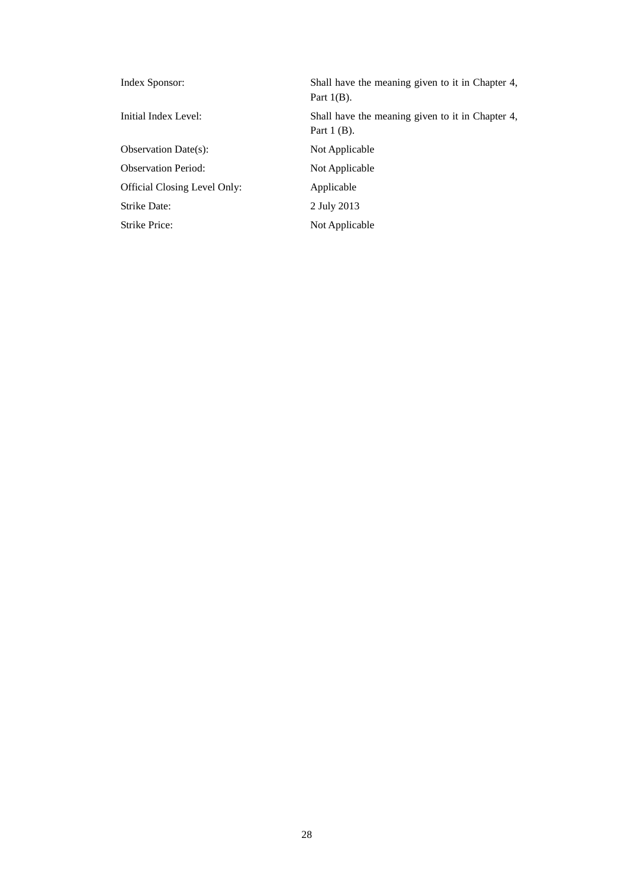| | |
|---|---|
| Index Sponsor: | Shall have the meaning given to it in Chapter 4, Part 1(B). |
| Initial Index Level: | Shall have the meaning given to it in Chapter 4, Part 1 (B). |
| Observation Date(s): | Not Applicable |
| Observation Period: | Not Applicable |
| Official Closing Level Only: | Applicable |
| Strike Date: | 2 July 2013 |
| Strike Price: | Not Applicable |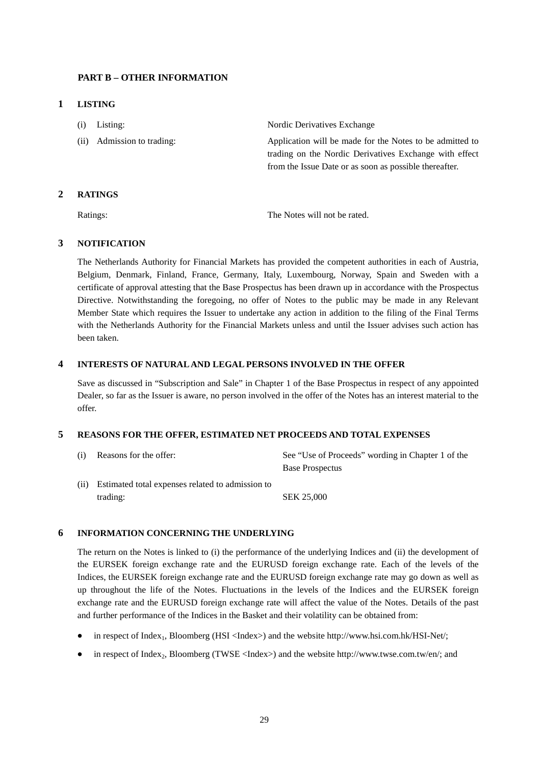## PART B – OTHER INFORMATION

### 1 LISTING

| | |
|---|---|
| (i) Listing: | Nordic Derivatives Exchange |
| (ii) Admission to trading: | Application will be made for the Notes to be admitted to trading on the Nordic Derivatives Exchange with effect from the Issue Date or as soon as possible thereafter. |

### 2 RATINGS

| | |
|---|---|
| Ratings: | The Notes will not be rated. |

### 3 NOTIFICATION

The Netherlands Authority for Financial Markets has provided the competent authorities in each of Austria, Belgium, Denmark, Finland, France, Germany, Italy, Luxembourg, Norway, Spain and Sweden with a certificate of approval attesting that the Base Prospectus has been drawn up in accordance with the Prospectus Directive. Notwithstanding the foregoing, no offer of Notes to the public may be made in any Relevant Member State which requires the Issuer to undertake any action in addition to the filing of the Final Terms with the Netherlands Authority for the Financial Markets unless and until the Issuer advises such action has been taken.

### 4 INTERESTS OF NATURAL AND LEGAL PERSONS INVOLVED IN THE OFFER

Save as discussed in "Subscription and Sale" in Chapter 1 of the Base Prospectus in respect of any appointed Dealer, so far as the Issuer is aware, no person involved in the offer of the Notes has an interest material to the offer.

### 5 REASONS FOR THE OFFER, ESTIMATED NET PROCEEDS AND TOTAL EXPENSES

| | |
|---|---|
| (i) Reasons for the offer: | See "Use of Proceeds" wording in Chapter 1 of the Base Prospectus |
| (ii) Estimated total expenses related to admission to trading: | SEK 25,000 |

### 6 INFORMATION CONCERNING THE UNDERLYING

The return on the Notes is linked to (i) the performance of the underlying Indices and (ii) the development of the EURSEK foreign exchange rate and the EURUSD foreign exchange rate. Each of the levels of the Indices, the EURSEK foreign exchange rate and the EURUSD foreign exchange rate may go down as well as up throughout the life of the Notes. Fluctuations in the levels of the Indices and the EURSEK foreign exchange rate and the EURUSD foreign exchange rate will affect the value of the Notes. Details of the past and further performance of the Indices in the Basket and their volatility can be obtained from:

- in respect of $Index_1$, Bloomberg (HSI <Index>) and the website http://www.hsi.com.hk/HSI-Net/;
- in respect of $Index_2$, Bloomberg (TWSE <Index>) and the website http://www.twse.com.tw/en/; and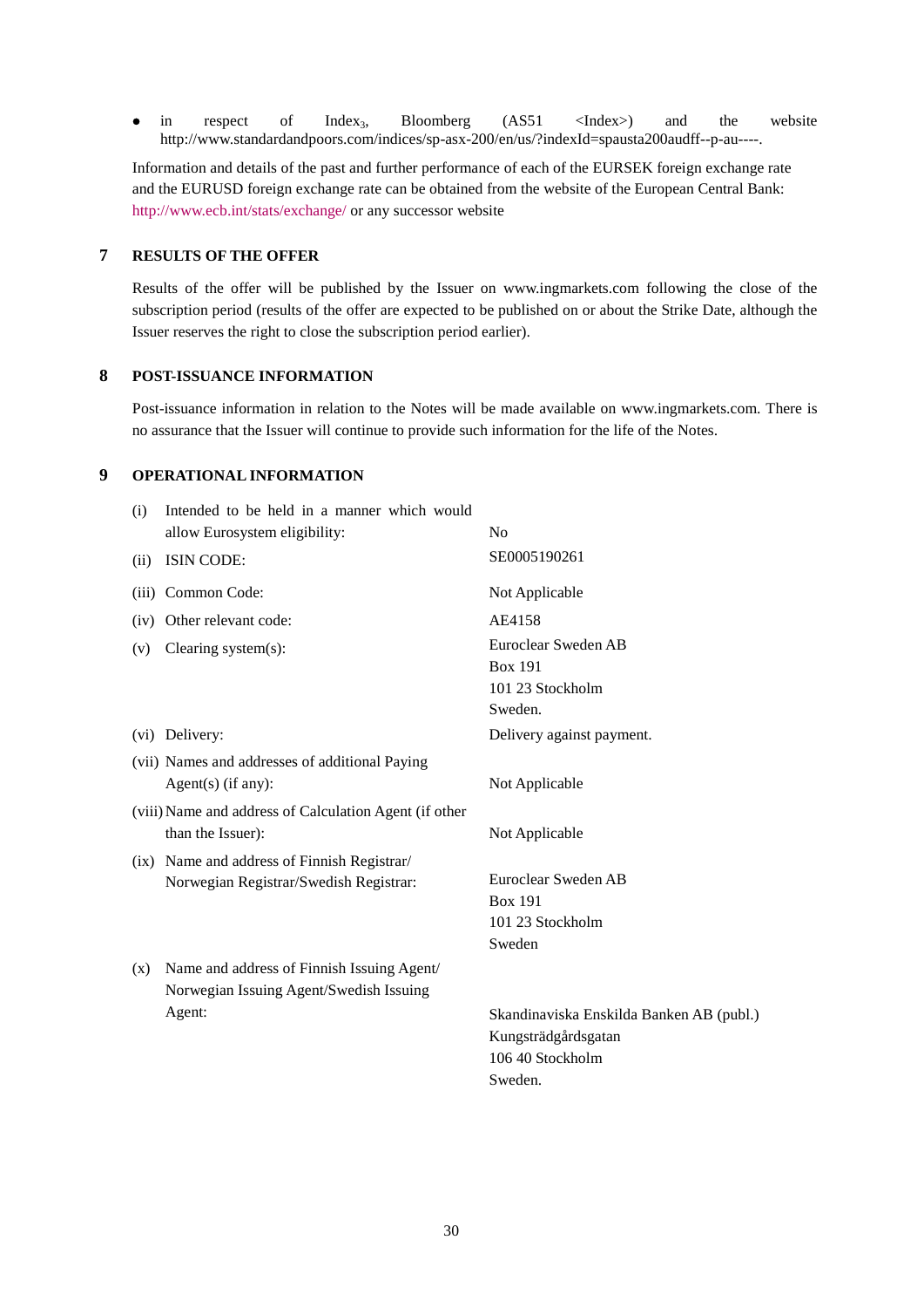- in respect of Index$_3$, Bloomberg (AS51 <Index>) and the website http://www.standardandpoors.com/indices/sp-asx-200/en/us/?indexId=spausta200audff--p-au----.

Information and details of the past and further performance of each of the EURSEK foreign exchange rate and the EURUSD foreign exchange rate can be obtained from the website of the European Central Bank: http://www.ecb.int/stats/exchange/ or any successor website

## 7 RESULTS OF THE OFFER

Results of the offer will be published by the Issuer on www.ingmarkets.com following the close of the subscription period (results of the offer are expected to be published on or about the Strike Date, although the Issuer reserves the right to close the subscription period earlier).

## 8 POST-ISSUANCE INFORMATION

Post-issuance information in relation to the Notes will be made available on www.ingmarkets.com. There is no assurance that the Issuer will continue to provide such information for the life of the Notes.

## 9 OPERATIONAL INFORMATION

| | |
|---|---|
| (i) Intended to be held in a manner which would allow Eurosystem eligibility: | No |
| (ii) ISIN CODE: | SE0005190261 |
| (iii) Common Code: | Not Applicable |
| (iv) Other relevant code: | AE4158 |
| (v) Clearing system(s): | Euroclear Sweden AB<br>Box 191<br>101 23 Stockholm<br>Sweden. |
| (vi) Delivery: | Delivery against payment. |
| (vii) Names and addresses of additional Paying Agent(s) (if any): | Not Applicable |
| (viii) Name and address of Calculation Agent (if other than the Issuer): | Not Applicable |
| (ix) Name and address of Finnish Registrar/ Norwegian Registrar/Swedish Registrar: | Euroclear Sweden AB<br>Box 191<br>101 23 Stockholm<br>Sweden |
| (x) Name and address of Finnish Issuing Agent/ Norwegian Issuing Agent/Swedish Issuing Agent: | Skandinaviska Enskilda Banken AB (publ.)<br>Kungsträdgårdsgatan<br>106 40 Stockholm<br>Sweden. |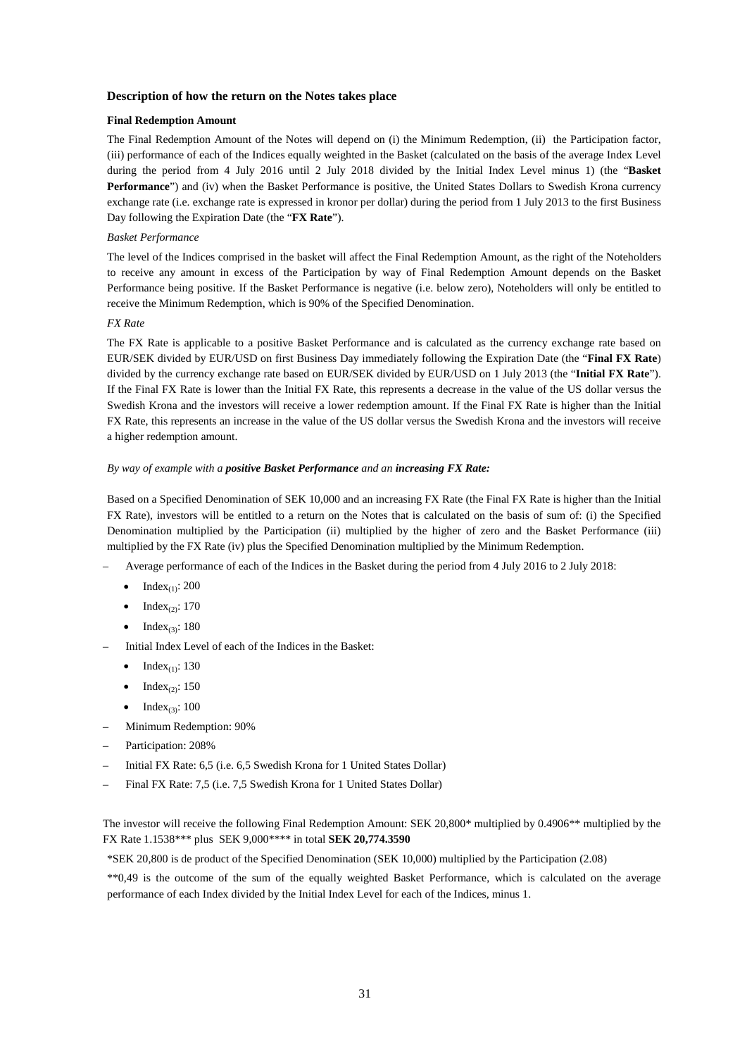### Description of how the return on the Notes takes place

**Final Redemption Amount**

The Final Redemption Amount of the Notes will depend on (i) the Minimum Redemption, (ii) the Participation factor, (iii) performance of each of the Indices equally weighted in the Basket (calculated on the basis of the average Index Level during the period from 4 July 2016 until 2 July 2018 divided by the Initial Index Level minus 1) (the "**Basket Performance**") and (iv) when the Basket Performance is positive, the United States Dollars to Swedish Krona currency exchange rate (i.e. exchange rate is expressed in kronor per dollar) during the period from 1 July 2013 to the first Business Day following the Expiration Date (the "**FX Rate**").

*Basket Performance*

The level of the Indices comprised in the basket will affect the Final Redemption Amount, as the right of the Noteholders to receive any amount in excess of the Participation by way of Final Redemption Amount depends on the Basket Performance being positive. If the Basket Performance is negative (i.e. below zero), Noteholders will only be entitled to receive the Minimum Redemption, which is 90% of the Specified Denomination.

*FX Rate*

The FX Rate is applicable to a positive Basket Performance and is calculated as the currency exchange rate based on EUR/SEK divided by EUR/USD on first Business Day immediately following the Expiration Date (the "**Final FX Rate**) divided by the currency exchange rate based on EUR/SEK divided by EUR/USD on 1 July 2013 (the "**Initial FX Rate**"). If the Final FX Rate is lower than the Initial FX Rate, this represents a decrease in the value of the US dollar versus the Swedish Krona and the investors will receive a lower redemption amount. If the Final FX Rate is higher than the Initial FX Rate, this represents an increase in the value of the US dollar versus the Swedish Krona and the investors will receive a higher redemption amount.

*By way of example with a **positive Basket Performance** and an **increasing FX Rate:***

Based on a Specified Denomination of SEK 10,000 and an increasing FX Rate (the Final FX Rate is higher than the Initial FX Rate), investors will be entitled to a return on the Notes that is calculated on the basis of sum of: (i) the Specified Denomination multiplied by the Participation (ii) multiplied by the higher of zero and the Basket Performance (iii) multiplied by the FX Rate (iv) plus the Specified Denomination multiplied by the Minimum Redemption.

- Average performance of each of the Indices in the Basket during the period from 4 July 2016 to 2 July 2018:
  - $\text{Index}_{(1)}$: 200
  - $\text{Index}_{(2)}$: 170
  - $\text{Index}_{(3)}$: 180
- Initial Index Level of each of the Indices in the Basket:
  - $\text{Index}_{(1)}$: 130
  - $\text{Index}_{(2)}$: 150
  - $\text{Index}_{(3)}$: 100
- Minimum Redemption: 90%
- Participation: 208%
- Initial FX Rate: 6,5 (i.e. 6,5 Swedish Krona for 1 United States Dollar)
- Final FX Rate: 7,5 (i.e. 7,5 Swedish Krona for 1 United States Dollar)

The investor will receive the following Final Redemption Amount: SEK 20,800* multiplied by 0.4906** multiplied by the FX Rate 1.1538*** plus SEK 9,000**** in total **SEK 20,774.3590**

*SEK 20,800 is de product of the Specified Denomination (SEK 10,000) multiplied by the Participation (2.08)

**0,49 is the outcome of the sum of the equally weighted Basket Performance, which is calculated on the average performance of each Index divided by the Initial Index Level for each of the Indices, minus 1.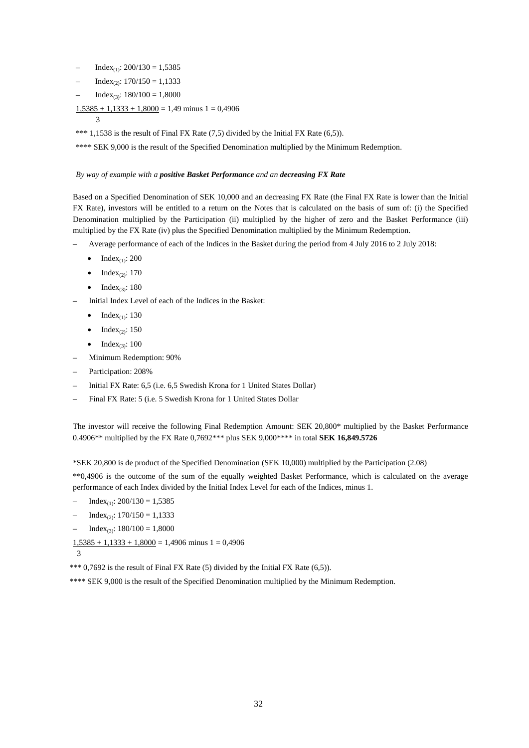– $\text{Index}_{(1)}$: 200/130 = 1,5385

– $\text{Index}_{(2)}$: 170/150 = 1,1333

– $\text{Index}_{(3)}$: 180/100 = 1,8000

$$\frac{1,5385 + 1,1333 + 1,8000}{3} = 1,49 \text{ minus } 1 = 0,4906$$

*** 1,1538 is the result of Final FX Rate (7,5) divided by the Initial FX Rate (6,5)).

**** SEK 9,000 is the result of the Specified Denomination multiplied by the Minimum Redemption.

*By way of example with a **positive Basket Performance** and an **decreasing FX Rate***

Based on a Specified Denomination of SEK 10,000 and an decreasing FX Rate (the Final FX Rate is lower than the Initial FX Rate), investors will be entitled to a return on the Notes that is calculated on the basis of sum of: (i) the Specified Denomination multiplied by the Participation (ii) multiplied by the higher of zero and the Basket Performance (iii) multiplied by the FX Rate (iv) plus the Specified Denomination multiplied by the Minimum Redemption.

– Average performance of each of the Indices in the Basket during the period from 4 July 2016 to 2 July 2018:
  - $\text{Index}_{(1)}$: 200
  - $\text{Index}_{(2)}$: 170
  - $\text{Index}_{(3)}$: 180

– Initial Index Level of each of the Indices in the Basket:
  - $\text{Index}_{(1)}$: 130
  - $\text{Index}_{(2)}$: 150
  - $\text{Index}_{(3)}$: 100

– Minimum Redemption: 90%

– Participation: 208%

– Initial FX Rate: 6,5 (i.e. 6,5 Swedish Krona for 1 United States Dollar)

– Final FX Rate: 5 (i.e. 5 Swedish Krona for 1 United States Dollar

The investor will receive the following Final Redemption Amount: SEK 20,800* multiplied by the Basket Performance 0.4906** multiplied by the FX Rate 0,7692*** plus SEK 9,000**** in total **SEK 16,849.5726**

*SEK 20,800 is de product of the Specified Denomination (SEK 10,000) multiplied by the Participation (2.08)

**0,4906 is the outcome of the sum of the equally weighted Basket Performance, which is calculated on the average performance of each Index divided by the Initial Index Level for each of the Indices, minus 1.

– $\text{Index}_{(1)}$: 200/130 = 1,5385

– $\text{Index}_{(2)}$: 170/150 = 1,1333

– $\text{Index}_{(3)}$: 180/100 = 1,8000

$$\frac{1,5385 + 1,1333 + 1,8000}{3} = 1,4906 \text{ minus } 1 = 0,4906$$

*** 0,7692 is the result of Final FX Rate (5) divided by the Initial FX Rate (6,5)).

**** SEK 9,000 is the result of the Specified Denomination multiplied by the Minimum Redemption.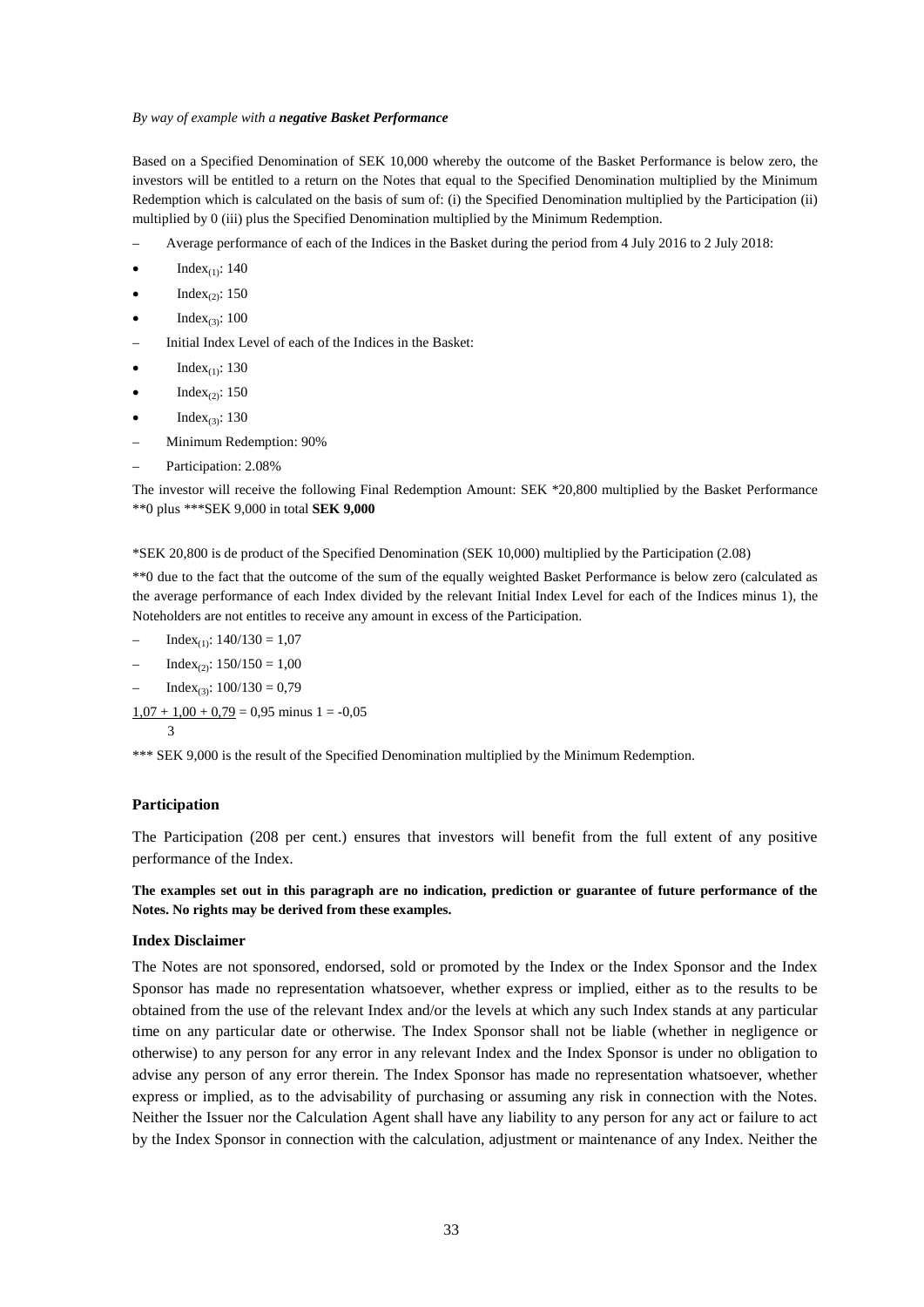*By way of example with a **negative Basket Performance***

Based on a Specified Denomination of SEK 10,000 whereby the outcome of the Basket Performance is below zero, the investors will be entitled to a return on the Notes that equal to the Specified Denomination multiplied by the Minimum Redemption which is calculated on the basis of sum of: (i) the Specified Denomination multiplied by the Participation (ii) multiplied by 0 (iii) plus the Specified Denomination multiplied by the Minimum Redemption.

- Average performance of each of the Indices in the Basket during the period from 4 July 2016 to 2 July 2018:
  - $Index_{(1)}$: 140
  - $Index_{(2)}$: 150
  - $Index_{(3)}$: 100
- Initial Index Level of each of the Indices in the Basket:
  - $Index_{(1)}$: 130
  - $Index_{(2)}$: 150
  - $Index_{(3)}$: 130
- Minimum Redemption: 90%
- Participation: 2.08%

The investor will receive the following Final Redemption Amount: SEK *20,800 multiplied by the Basket Performance **0 plus ***SEK 9,000 in total **SEK 9,000**

*SEK 20,800 is de product of the Specified Denomination (SEK 10,000) multiplied by the Participation (2.08)

**0 due to the fact that the outcome of the sum of the equally weighted Basket Performance is below zero (calculated as the average performance of each Index divided by the relevant Initial Index Level for each of the Indices minus 1), the Noteholders are not entitles to receive any amount in excess of the Participation.

- $Index_{(1)}$: 140/130 = 1,07
- $Index_{(2)}$: 150/150 = 1,00
- $Index_{(3)}$: 100/130 = 0,79

$$\frac{1{,}07 + 1{,}00 + 0{,}79}{3} = 0{,}95 \text{ minus } 1 = -0{,}05$$

*** SEK 9,000 is the result of the Specified Denomination multiplied by the Minimum Redemption.

### Participation

The Participation (208 per cent.) ensures that investors will benefit from the full extent of any positive performance of the Index.

**The examples set out in this paragraph are no indication, prediction or guarantee of future performance of the Notes. No rights may be derived from these examples.**

### Index Disclaimer

The Notes are not sponsored, endorsed, sold or promoted by the Index or the Index Sponsor and the Index Sponsor has made no representation whatsoever, whether express or implied, either as to the results to be obtained from the use of the relevant Index and/or the levels at which any such Index stands at any particular time on any particular date or otherwise. The Index Sponsor shall not be liable (whether in negligence or otherwise) to any person for any error in any relevant Index and the Index Sponsor is under no obligation to advise any person of any error therein. The Index Sponsor has made no representation whatsoever, whether express or implied, as to the advisability of purchasing or assuming any risk in connection with the Notes. Neither the Issuer nor the Calculation Agent shall have any liability to any person for any act or failure to act by the Index Sponsor in connection with the calculation, adjustment or maintenance of any Index. Neither the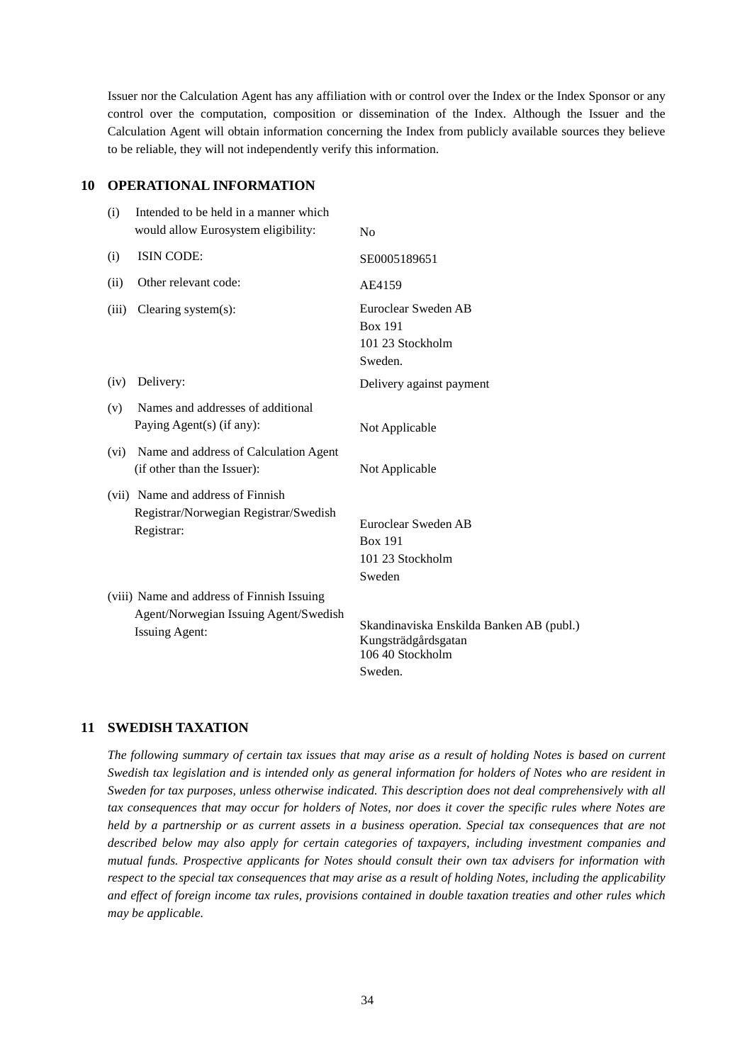Issuer nor the Calculation Agent has any affiliation with or control over the Index or the Index Sponsor or any control over the computation, composition or dissemination of the Index. Although the Issuer and the Calculation Agent will obtain information concerning the Index from publicly available sources they believe to be reliable, they will not independently verify this information.

## 10 OPERATIONAL INFORMATION

| | |
|---|---|
| (i) Intended to be held in a manner which would allow Eurosystem eligibility: | No |
| (i) ISIN CODE: | SE0005189651 |
| (ii) Other relevant code: | AE4159 |
| (iii) Clearing system(s): | Euroclear Sweden AB<br>Box 191<br>101 23 Stockholm<br>Sweden. |
| (iv) Delivery: | Delivery against payment |
| (v) Names and addresses of additional Paying Agent(s) (if any): | Not Applicable |
| (vi) Name and address of Calculation Agent (if other than the Issuer): | Not Applicable |
| (vii) Name and address of Finnish Registrar/Norwegian Registrar/Swedish Registrar: | Euroclear Sweden AB<br>Box 191<br>101 23 Stockholm<br>Sweden |
| (viii) Name and address of Finnish Issuing Agent/Norwegian Issuing Agent/Swedish Issuing Agent: | Skandinaviska Enskilda Banken AB (publ.)<br>Kungsträdgårdsgatan<br>106 40 Stockholm<br>Sweden. |

## 11 SWEDISH TAXATION

*The following summary of certain tax issues that may arise as a result of holding Notes is based on current Swedish tax legislation and is intended only as general information for holders of Notes who are resident in Sweden for tax purposes, unless otherwise indicated. This description does not deal comprehensively with all tax consequences that may occur for holders of Notes, nor does it cover the specific rules where Notes are held by a partnership or as current assets in a business operation. Special tax consequences that are not described below may also apply for certain categories of taxpayers, including investment companies and mutual funds. Prospective applicants for Notes should consult their own tax advisers for information with respect to the special tax consequences that may arise as a result of holding Notes, including the applicability and effect of foreign income tax rules, provisions contained in double taxation treaties and other rules which may be applicable.*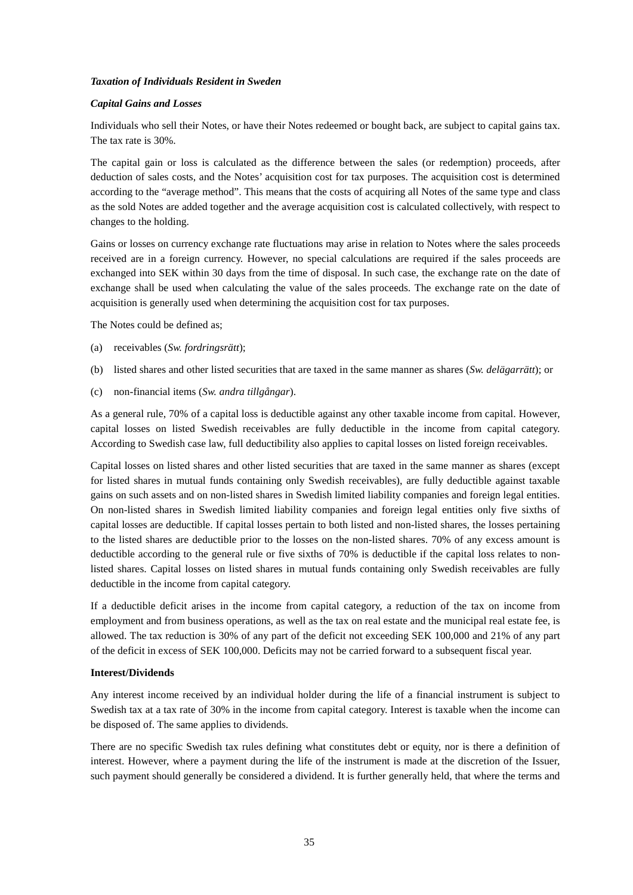***Taxation of Individuals Resident in Sweden***

***Capital Gains and Losses***

Individuals who sell their Notes, or have their Notes redeemed or bought back, are subject to capital gains tax. The tax rate is 30%.

The capital gain or loss is calculated as the difference between the sales (or redemption) proceeds, after deduction of sales costs, and the Notes' acquisition cost for tax purposes. The acquisition cost is determined according to the "average method". This means that the costs of acquiring all Notes of the same type and class as the sold Notes are added together and the average acquisition cost is calculated collectively, with respect to changes to the holding.

Gains or losses on currency exchange rate fluctuations may arise in relation to Notes where the sales proceeds received are in a foreign currency. However, no special calculations are required if the sales proceeds are exchanged into SEK within 30 days from the time of disposal. In such case, the exchange rate on the date of exchange shall be used when calculating the value of the sales proceeds. The exchange rate on the date of acquisition is generally used when determining the acquisition cost for tax purposes.

The Notes could be defined as;

(a) receivables (*Sw. fordringsrätt*);

(b) listed shares and other listed securities that are taxed in the same manner as shares (*Sw. delägarrätt*); or

(c) non-financial items (*Sw. andra tillgångar*).

As a general rule, 70% of a capital loss is deductible against any other taxable income from capital. However, capital losses on listed Swedish receivables are fully deductible in the income from capital category. According to Swedish case law, full deductibility also applies to capital losses on listed foreign receivables.

Capital losses on listed shares and other listed securities that are taxed in the same manner as shares (except for listed shares in mutual funds containing only Swedish receivables), are fully deductible against taxable gains on such assets and on non-listed shares in Swedish limited liability companies and foreign legal entities. On non-listed shares in Swedish limited liability companies and foreign legal entities only five sixths of capital losses are deductible. If capital losses pertain to both listed and non-listed shares, the losses pertaining to the listed shares are deductible prior to the losses on the non-listed shares. 70% of any excess amount is deductible according to the general rule or five sixths of 70% is deductible if the capital loss relates to non-listed shares. Capital losses on listed shares in mutual funds containing only Swedish receivables are fully deductible in the income from capital category.

If a deductible deficit arises in the income from capital category, a reduction of the tax on income from employment and from business operations, as well as the tax on real estate and the municipal real estate fee, is allowed. The tax reduction is 30% of any part of the deficit not exceeding SEK 100,000 and 21% of any part of the deficit in excess of SEK 100,000. Deficits may not be carried forward to a subsequent fiscal year.

**Interest/Dividends**

Any interest income received by an individual holder during the life of a financial instrument is subject to Swedish tax at a tax rate of 30% in the income from capital category. Interest is taxable when the income can be disposed of. The same applies to dividends.

There are no specific Swedish tax rules defining what constitutes debt or equity, nor is there a definition of interest. However, where a payment during the life of the instrument is made at the discretion of the Issuer, such payment should generally be considered a dividend. It is further generally held, that where the terms and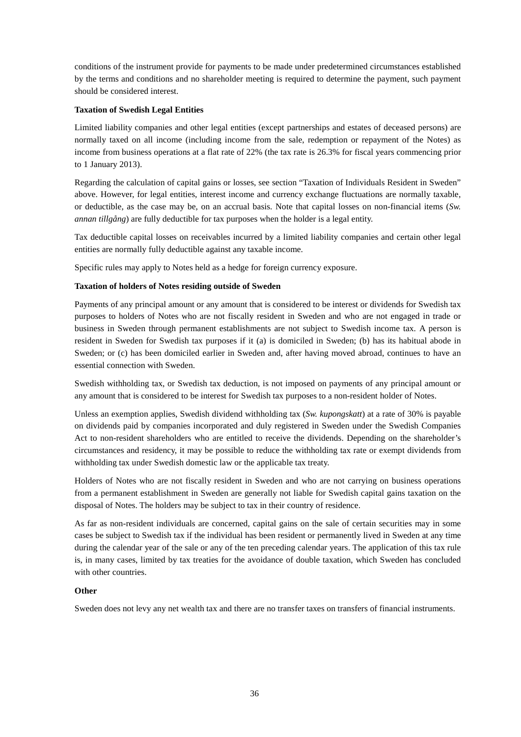conditions of the instrument provide for payments to be made under predetermined circumstances established by the terms and conditions and no shareholder meeting is required to determine the payment, such payment should be considered interest.

**Taxation of Swedish Legal Entities**

Limited liability companies and other legal entities (except partnerships and estates of deceased persons) are normally taxed on all income (including income from the sale, redemption or repayment of the Notes) as income from business operations at a flat rate of 22% (the tax rate is 26.3% for fiscal years commencing prior to 1 January 2013).

Regarding the calculation of capital gains or losses, see section "Taxation of Individuals Resident in Sweden" above. However, for legal entities, interest income and currency exchange fluctuations are normally taxable, or deductible, as the case may be, on an accrual basis. Note that capital losses on non-financial items (*Sw. annan tillgång*) are fully deductible for tax purposes when the holder is a legal entity.

Tax deductible capital losses on receivables incurred by a limited liability companies and certain other legal entities are normally fully deductible against any taxable income.

Specific rules may apply to Notes held as a hedge for foreign currency exposure.

**Taxation of holders of Notes residing outside of Sweden**

Payments of any principal amount or any amount that is considered to be interest or dividends for Swedish tax purposes to holders of Notes who are not fiscally resident in Sweden and who are not engaged in trade or business in Sweden through permanent establishments are not subject to Swedish income tax. A person is resident in Sweden for Swedish tax purposes if it (a) is domiciled in Sweden; (b) has its habitual abode in Sweden; or (c) has been domiciled earlier in Sweden and, after having moved abroad, continues to have an essential connection with Sweden.

Swedish withholding tax, or Swedish tax deduction, is not imposed on payments of any principal amount or any amount that is considered to be interest for Swedish tax purposes to a non-resident holder of Notes.

Unless an exemption applies, Swedish dividend withholding tax (*Sw. kupongskatt*) at a rate of 30% is payable on dividends paid by companies incorporated and duly registered in Sweden under the Swedish Companies Act to non-resident shareholders who are entitled to receive the dividends. Depending on the shareholder's circumstances and residency, it may be possible to reduce the withholding tax rate or exempt dividends from withholding tax under Swedish domestic law or the applicable tax treaty.

Holders of Notes who are not fiscally resident in Sweden and who are not carrying on business operations from a permanent establishment in Sweden are generally not liable for Swedish capital gains taxation on the disposal of Notes. The holders may be subject to tax in their country of residence.

As far as non-resident individuals are concerned, capital gains on the sale of certain securities may in some cases be subject to Swedish tax if the individual has been resident or permanently lived in Sweden at any time during the calendar year of the sale or any of the ten preceding calendar years. The application of this tax rule is, in many cases, limited by tax treaties for the avoidance of double taxation, which Sweden has concluded with other countries.

**Other**

Sweden does not levy any net wealth tax and there are no transfer taxes on transfers of financial instruments.